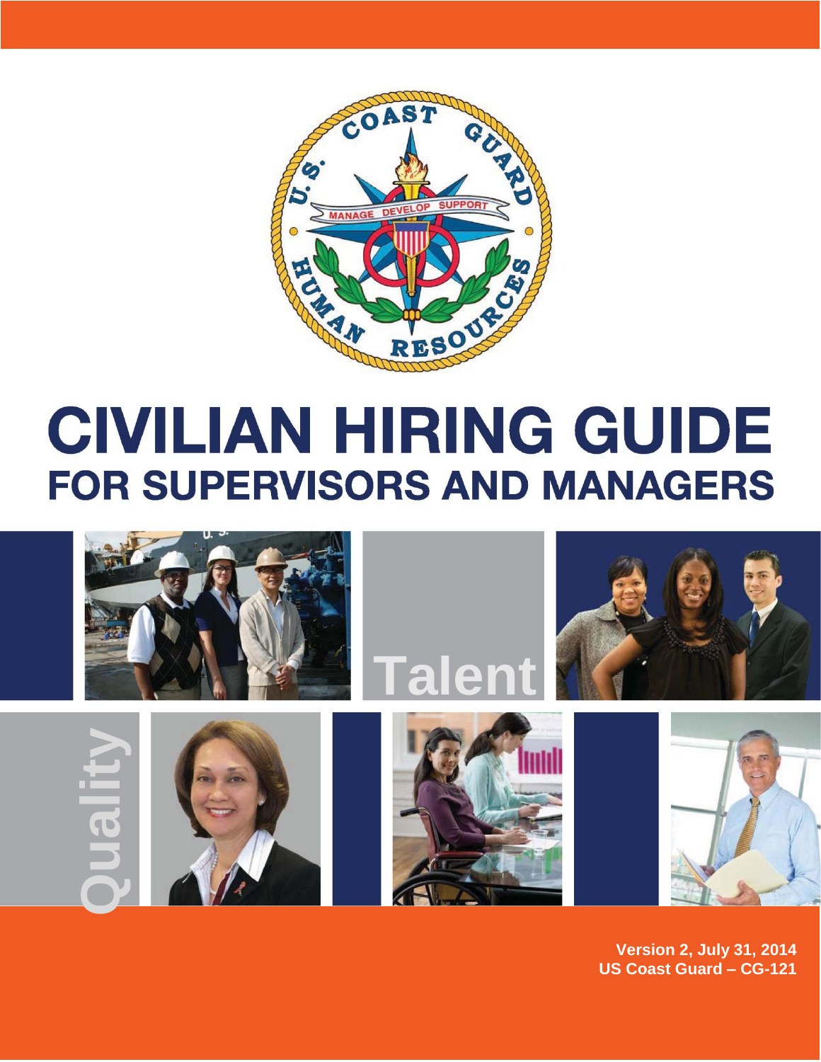# CIVILIAN HIRING GUIDE

## FOR SUPERVISORS AND MANAGERS

Talent

Quality

**Version 2, July 31, 2014**
**US Coast Guard – CG-121**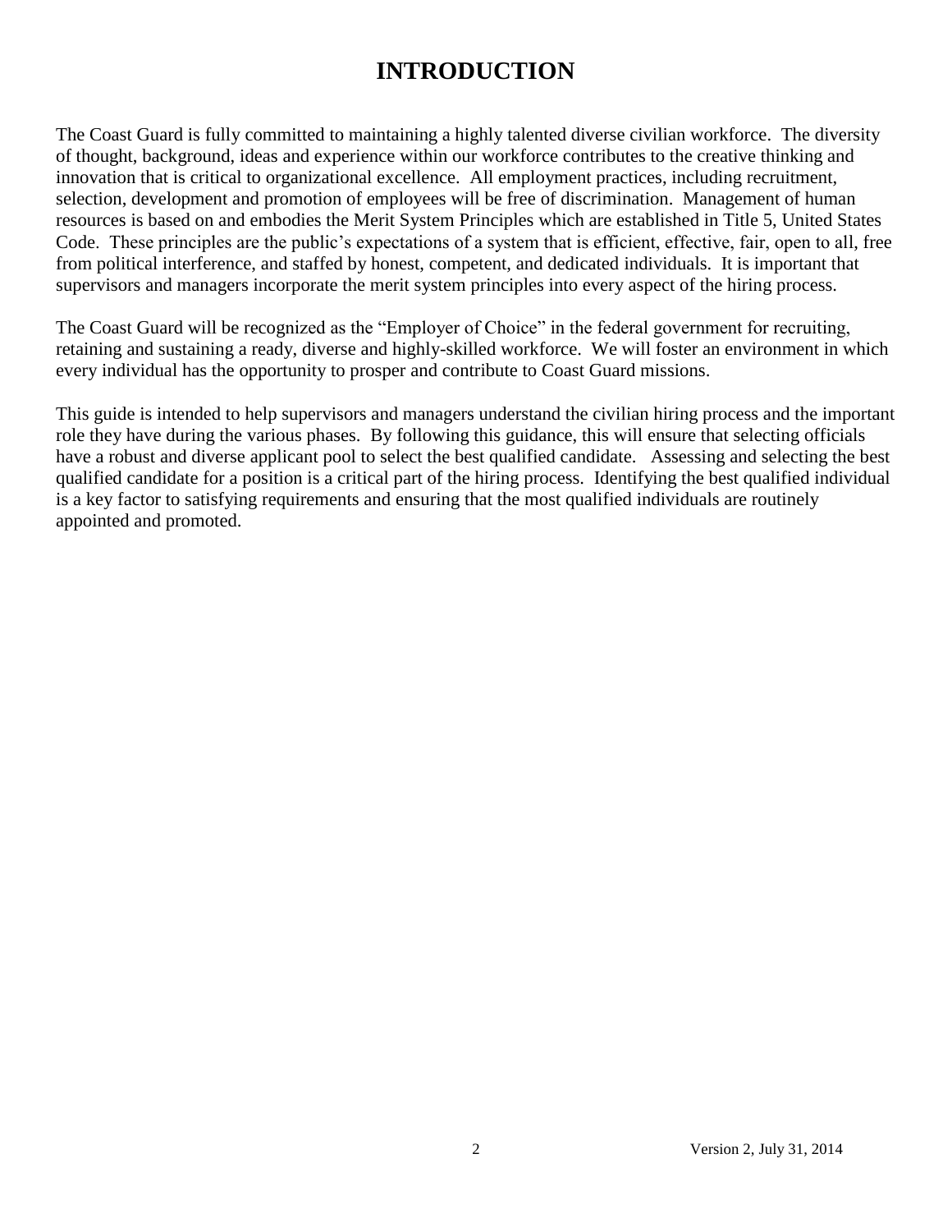# INTRODUCTION

The Coast Guard is fully committed to maintaining a highly talented diverse civilian workforce. The diversity of thought, background, ideas and experience within our workforce contributes to the creative thinking and innovation that is critical to organizational excellence. All employment practices, including recruitment, selection, development and promotion of employees will be free of discrimination. Management of human resources is based on and embodies the Merit System Principles which are established in Title 5, United States Code. These principles are the public's expectations of a system that is efficient, effective, fair, open to all, free from political interference, and staffed by honest, competent, and dedicated individuals. It is important that supervisors and managers incorporate the merit system principles into every aspect of the hiring process.

The Coast Guard will be recognized as the "Employer of Choice" in the federal government for recruiting, retaining and sustaining a ready, diverse and highly-skilled workforce. We will foster an environment in which every individual has the opportunity to prosper and contribute to Coast Guard missions.

This guide is intended to help supervisors and managers understand the civilian hiring process and the important role they have during the various phases. By following this guidance, this will ensure that selecting officials have a robust and diverse applicant pool to select the best qualified candidate. Assessing and selecting the best qualified candidate for a position is a critical part of the hiring process. Identifying the best qualified individual is a key factor to satisfying requirements and ensuring that the most qualified individuals are routinely appointed and promoted.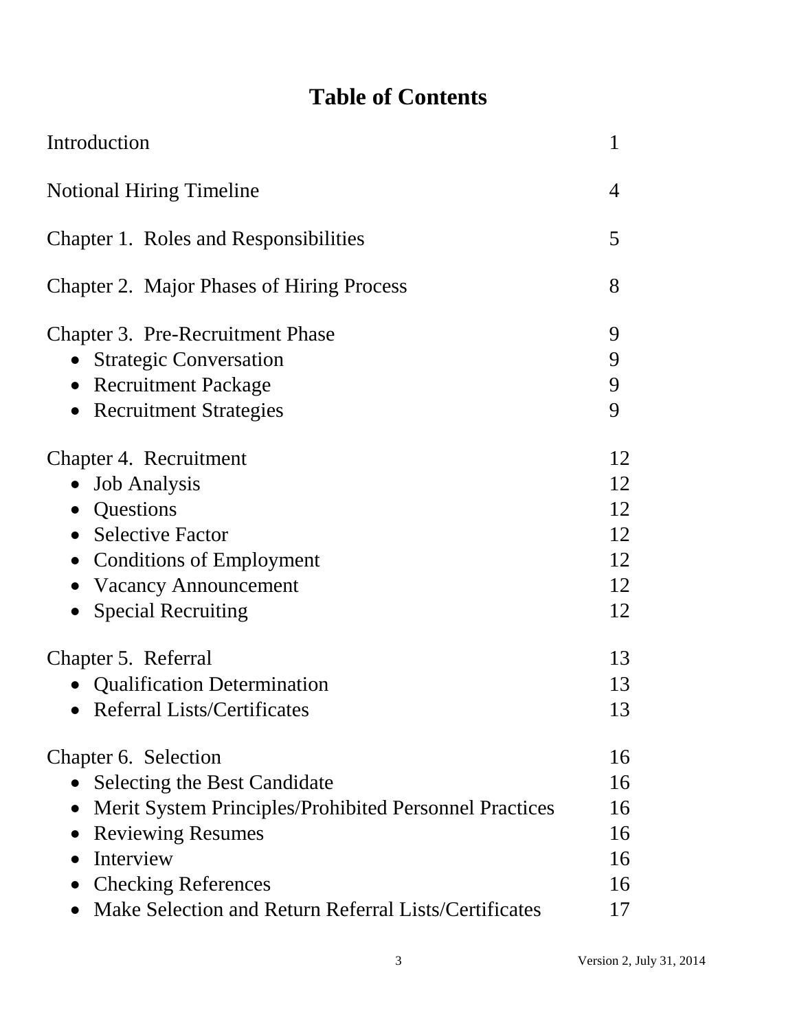# Table of Contents

| | |
|---|---|
| Introduction | 1 |
| Notional Hiring Timeline | 4 |
| Chapter 1. Roles and Responsibilities | 5 |
| Chapter 2. Major Phases of Hiring Process | 8 |
| Chapter 3. Pre-Recruitment Phase | 9 |
| • Strategic Conversation | 9 |
| • Recruitment Package | 9 |
| • Recruitment Strategies | 9 |
| Chapter 4. Recruitment | 12 |
| • Job Analysis | 12 |
| • Questions | 12 |
| • Selective Factor | 12 |
| • Conditions of Employment | 12 |
| • Vacancy Announcement | 12 |
| • Special Recruiting | 12 |
| Chapter 5. Referral | 13 |
| • Qualification Determination | 13 |
| • Referral Lists/Certificates | 13 |
| Chapter 6. Selection | 16 |
| • Selecting the Best Candidate | 16 |
| • Merit System Principles/Prohibited Personnel Practices | 16 |
| • Reviewing Resumes | 16 |
| • Interview | 16 |
| • Checking References | 16 |
| • Make Selection and Return Referral Lists/Certificates | 17 |

Version 2, July 31, 2014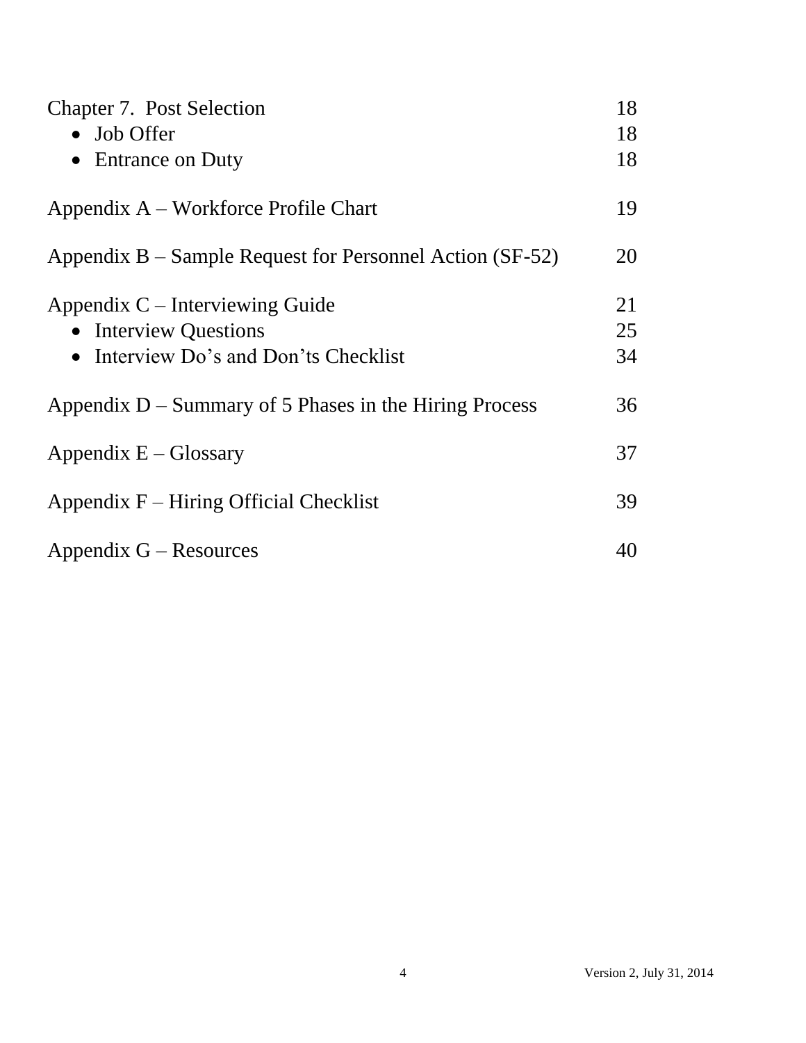Chapter 7. Post Selection 18

- Job Offer 18
- Entrance on Duty 18

Appendix A – Workforce Profile Chart 19

Appendix B – Sample Request for Personnel Action (SF-52) 20

Appendix C – Interviewing Guide 21

- Interview Questions 25
- Interview Do's and Don'ts Checklist 34

Appendix D – Summary of 5 Phases in the Hiring Process 36

Appendix E – Glossary 37

Appendix F – Hiring Official Checklist 39

Appendix G – Resources 40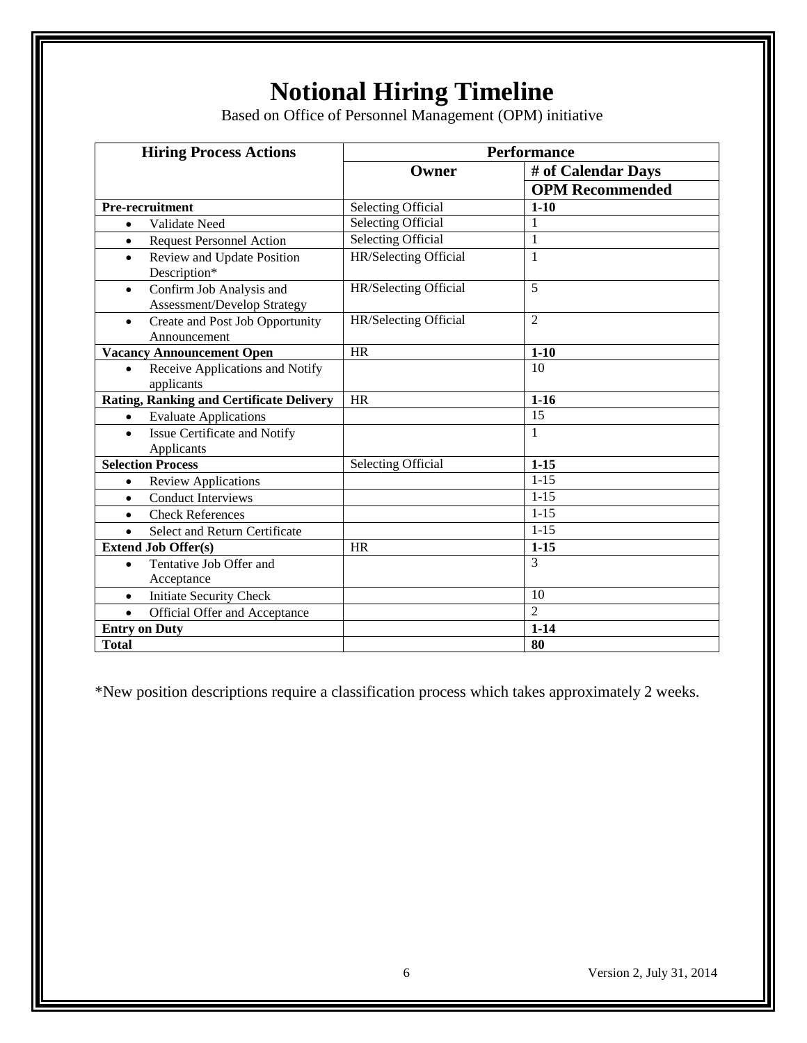# Notional Hiring Timeline

Based on Office of Personnel Management (OPM) initiative

| Hiring Process Actions | Performance | |
|---|---|---|
| | Owner | # of Calendar Days OPM Recommended |
| **Pre-recruitment** | Selecting Official | **1-10** |
| • Validate Need | Selecting Official | 1 |
| • Request Personnel Action | Selecting Official | 1 |
| • Review and Update Position Description* | HR/Selecting Official | 1 |
| • Confirm Job Analysis and Assessment/Develop Strategy | HR/Selecting Official | 5 |
| • Create and Post Job Opportunity Announcement | HR/Selecting Official | 2 |
| **Vacancy Announcement Open** | HR | **1-10** |
| • Receive Applications and Notify applicants | | 10 |
| **Rating, Ranking and Certificate Delivery** | HR | **1-16** |
| • Evaluate Applications | | 15 |
| • Issue Certificate and Notify Applicants | | 1 |
| **Selection Process** | Selecting Official | **1-15** |
| • Review Applications | | 1-15 |
| • Conduct Interviews | | 1-15 |
| • Check References | | 1-15 |
| • Select and Return Certificate | | 1-15 |
| **Extend Job Offer(s)** | HR | **1-15** |
| • Tentative Job Offer and Acceptance | | 3 |
| • Initiate Security Check | | 10 |
| • Official Offer and Acceptance | | 2 |
| **Entry on Duty** | | **1-14** |
| **Total** | | **80** |

*New position descriptions require a classification process which takes approximately 2 weeks.

Version 2, July 31, 2014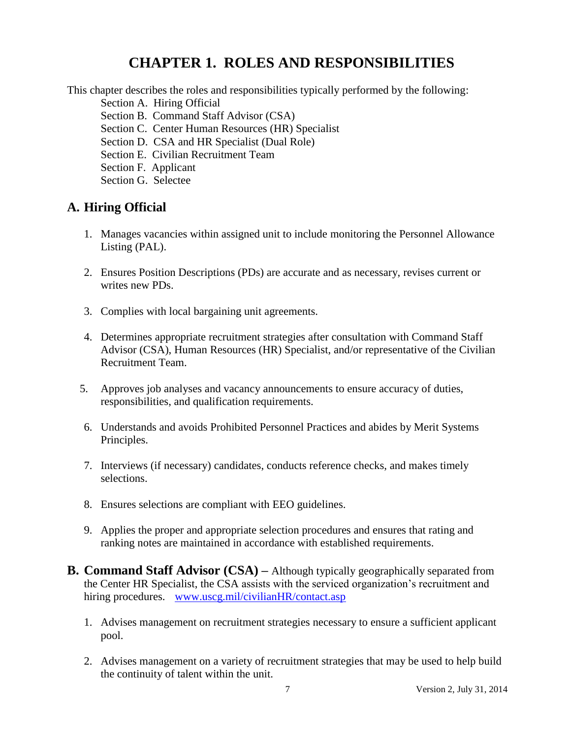# CHAPTER 1. ROLES AND RESPONSIBILITIES

This chapter describes the roles and responsibilities typically performed by the following:

Section A. Hiring Official
Section B. Command Staff Advisor (CSA)
Section C. Center Human Resources (HR) Specialist
Section D. CSA and HR Specialist (Dual Role)
Section E. Civilian Recruitment Team
Section F. Applicant
Section G. Selectee

## A. Hiring Official

1. Manages vacancies within assigned unit to include monitoring the Personnel Allowance Listing (PAL).

2. Ensures Position Descriptions (PDs) are accurate and as necessary, revises current or writes new PDs.

3. Complies with local bargaining unit agreements.

4. Determines appropriate recruitment strategies after consultation with Command Staff Advisor (CSA), Human Resources (HR) Specialist, and/or representative of the Civilian Recruitment Team.

5. Approves job analyses and vacancy announcements to ensure accuracy of duties, responsibilities, and qualification requirements.

6. Understands and avoids Prohibited Personnel Practices and abides by Merit Systems Principles.

7. Interviews (if necessary) candidates, conducts reference checks, and makes timely selections.

8. Ensures selections are compliant with EEO guidelines.

9. Applies the proper and appropriate selection procedures and ensures that rating and ranking notes are maintained in accordance with established requirements.

## B. Command Staff Advisor (CSA) – 

Although typically geographically separated from the Center HR Specialist, the CSA assists with the serviced organization's recruitment and hiring procedures. [www.uscg.mil/civilianHR/contact.asp](www.uscg.mil/civilianHR/contact.asp)

1. Advises management on recruitment strategies necessary to ensure a sufficient applicant pool.

2. Advises management on a variety of recruitment strategies that may be used to help build the continuity of talent within the unit.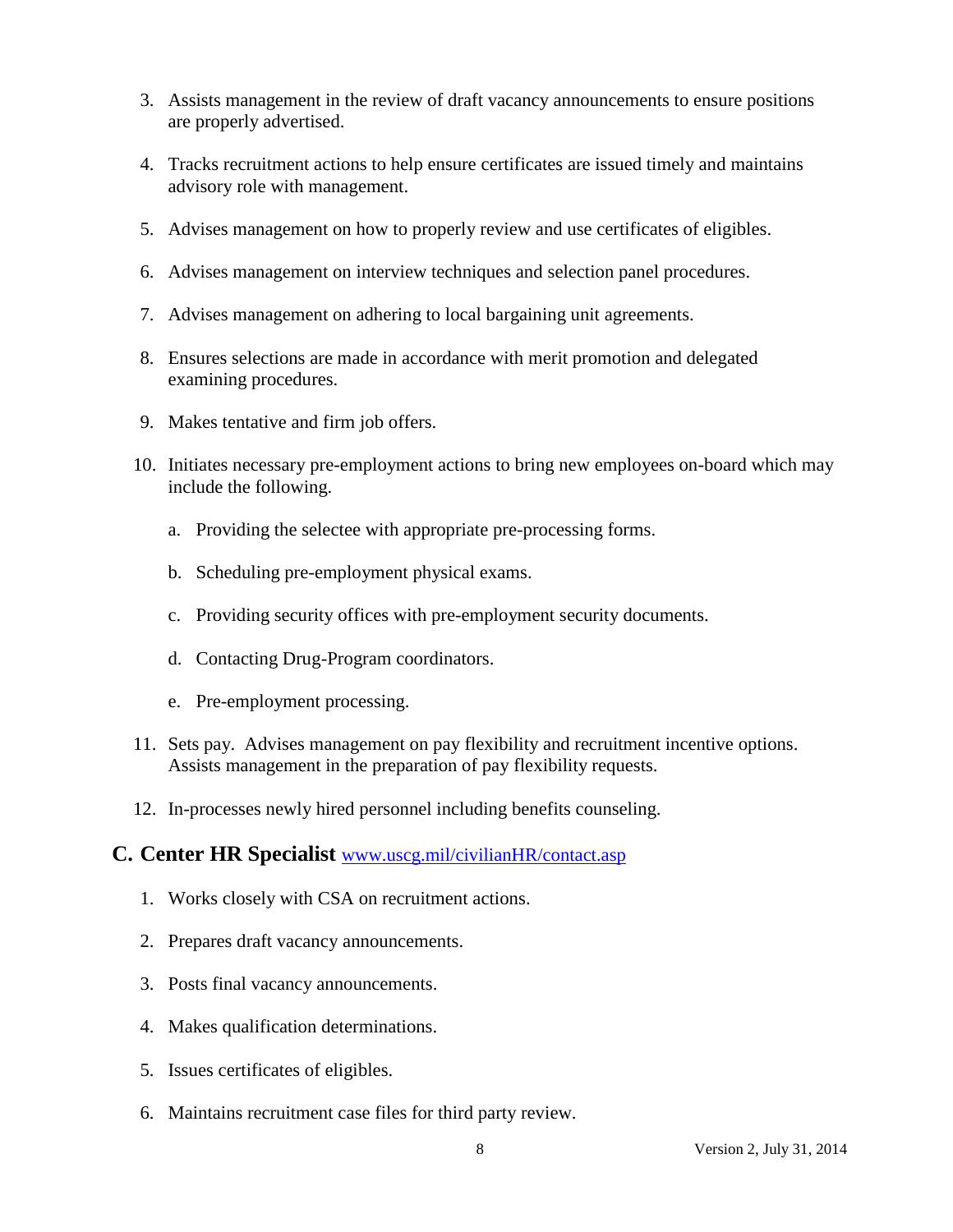3. Assists management in the review of draft vacancy announcements to ensure positions are properly advertised.

4. Tracks recruitment actions to help ensure certificates are issued timely and maintains advisory role with management.

5. Advises management on how to properly review and use certificates of eligibles.

6. Advises management on interview techniques and selection panel procedures.

7. Advises management on adhering to local bargaining unit agreements.

8. Ensures selections are made in accordance with merit promotion and delegated examining procedures.

9. Makes tentative and firm job offers.

10. Initiates necessary pre-employment actions to bring new employees on-board which may include the following.

    a. Providing the selectee with appropriate pre-processing forms.

    b. Scheduling pre-employment physical exams.

    c. Providing security offices with pre-employment security documents.

    d. Contacting Drug-Program coordinators.

    e. Pre-employment processing.

11. Sets pay. Advises management on pay flexibility and recruitment incentive options. Assists management in the preparation of pay flexibility requests.

12. In-processes newly hired personnel including benefits counseling.

## C. Center HR Specialist [www.uscg.mil/civilianHR/contact.asp](www.uscg.mil/civilianHR/contact.asp)

1. Works closely with CSA on recruitment actions.

2. Prepares draft vacancy announcements.

3. Posts final vacancy announcements.

4. Makes qualification determinations.

5. Issues certificates of eligibles.

6. Maintains recruitment case files for third party review.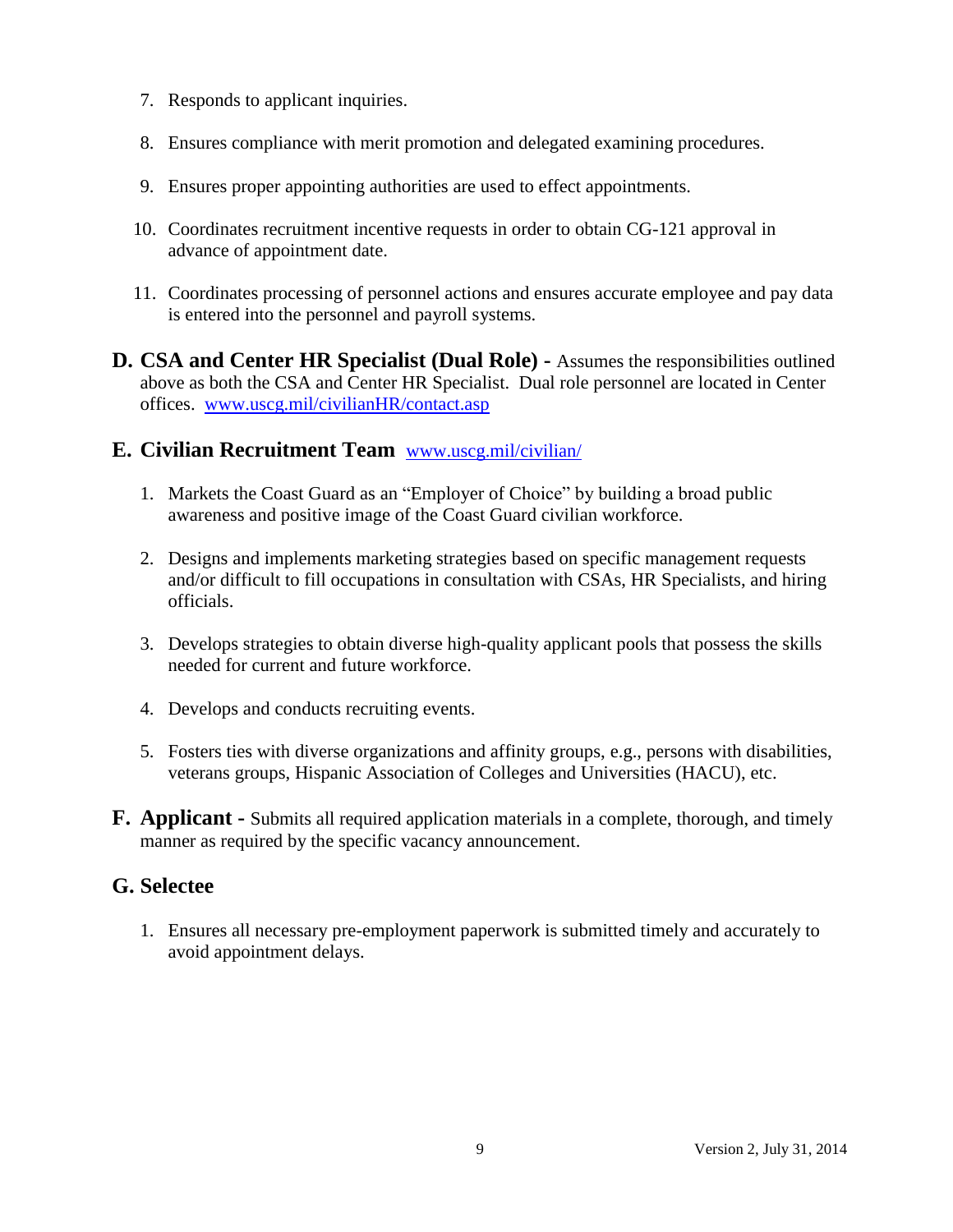7. Responds to applicant inquiries.

8. Ensures compliance with merit promotion and delegated examining procedures.

9. Ensures proper appointing authorities are used to effect appointments.

10. Coordinates recruitment incentive requests in order to obtain CG-121 approval in advance of appointment date.

11. Coordinates processing of personnel actions and ensures accurate employee and pay data is entered into the personnel and payroll systems.

**D. CSA and Center HR Specialist (Dual Role) -** Assumes the responsibilities outlined above as both the CSA and Center HR Specialist. Dual role personnel are located in Center offices. [www.uscg.mil/civilianHR/contact.asp](www.uscg.mil/civilianHR/contact.asp)

## E. Civilian Recruitment Team [www.uscg.mil/civilian/](www.uscg.mil/civilian/)

1. Markets the Coast Guard as an "Employer of Choice" by building a broad public awareness and positive image of the Coast Guard civilian workforce.

2. Designs and implements marketing strategies based on specific management requests and/or difficult to fill occupations in consultation with CSAs, HR Specialists, and hiring officials.

3. Develops strategies to obtain diverse high-quality applicant pools that possess the skills needed for current and future workforce.

4. Develops and conducts recruiting events.

5. Fosters ties with diverse organizations and affinity groups, e.g., persons with disabilities, veterans groups, Hispanic Association of Colleges and Universities (HACU), etc.

**F. Applicant -** Submits all required application materials in a complete, thorough, and timely manner as required by the specific vacancy announcement.

## G. Selectee

1. Ensures all necessary pre-employment paperwork is submitted timely and accurately to avoid appointment delays.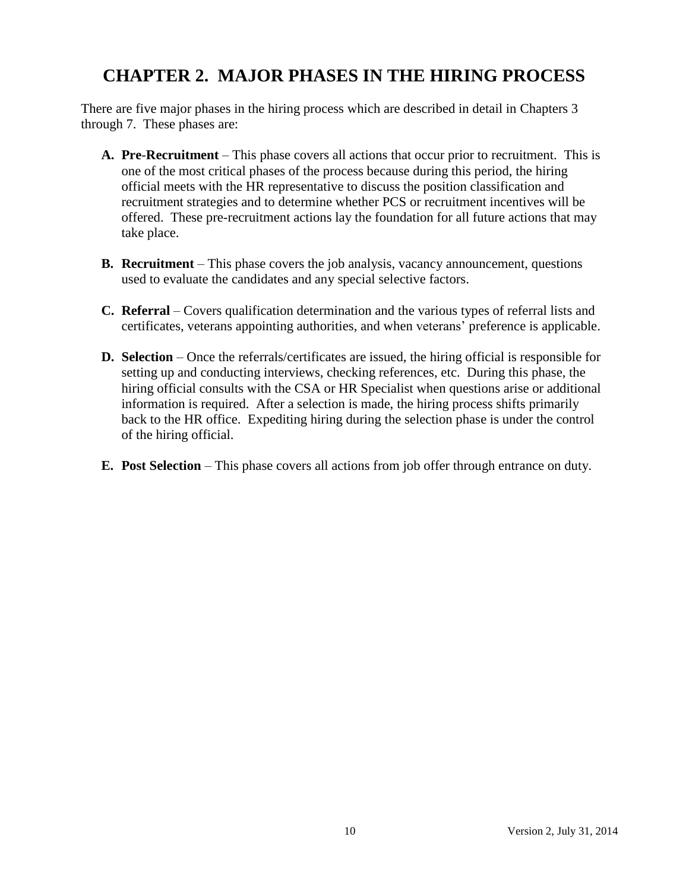# CHAPTER 2. MAJOR PHASES IN THE HIRING PROCESS

There are five major phases in the hiring process which are described in detail in Chapters 3 through 7. These phases are:

**A. Pre-Recruitment** – This phase covers all actions that occur prior to recruitment. This is one of the most critical phases of the process because during this period, the hiring official meets with the HR representative to discuss the position classification and recruitment strategies and to determine whether PCS or recruitment incentives will be offered. These pre-recruitment actions lay the foundation for all future actions that may take place.

**B. Recruitment** – This phase covers the job analysis, vacancy announcement, questions used to evaluate the candidates and any special selective factors.

**C. Referral** – Covers qualification determination and the various types of referral lists and certificates, veterans appointing authorities, and when veterans' preference is applicable.

**D. Selection** – Once the referrals/certificates are issued, the hiring official is responsible for setting up and conducting interviews, checking references, etc. During this phase, the hiring official consults with the CSA or HR Specialist when questions arise or additional information is required. After a selection is made, the hiring process shifts primarily back to the HR office. Expediting hiring during the selection phase is under the control of the hiring official.

**E. Post Selection** – This phase covers all actions from job offer through entrance on duty.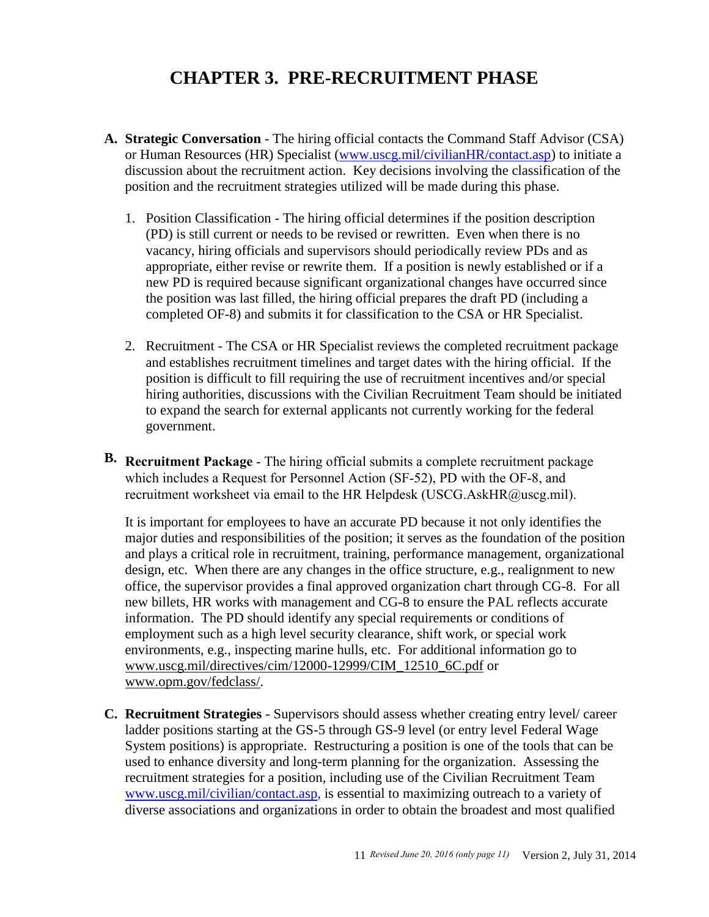# CHAPTER 3. PRE-RECRUITMENT PHASE

**A. Strategic Conversation** - The hiring official contacts the Command Staff Advisor (CSA) or Human Resources (HR) Specialist (www.uscg.mil/civilianHR/contact.asp) to initiate a discussion about the recruitment action. Key decisions involving the classification of the position and the recruitment strategies utilized will be made during this phase.

1. Position Classification - The hiring official determines if the position description (PD) is still current or needs to be revised or rewritten. Even when there is no vacancy, hiring officials and supervisors should periodically review PDs and as appropriate, either revise or rewrite them. If a position is newly established or if a new PD is required because significant organizational changes have occurred since the position was last filled, the hiring official prepares the draft PD (including a completed OF-8) and submits it for classification to the CSA or HR Specialist.

2. Recruitment - The CSA or HR Specialist reviews the completed recruitment package and establishes recruitment timelines and target dates with the hiring official. If the position is difficult to fill requiring the use of recruitment incentives and/or special hiring authorities, discussions with the Civilian Recruitment Team should be initiated to expand the search for external applicants not currently working for the federal government.

**B. Recruitment Package** - The hiring official submits a complete recruitment package which includes a Request for Personnel Action (SF-52), PD with the OF-8, and recruitment worksheet via email to the HR Helpdesk (USCG.AskHR@uscg.mil).

It is important for employees to have an accurate PD because it not only identifies the major duties and responsibilities of the position; it serves as the foundation of the position and plays a critical role in recruitment, training, performance management, organizational design, etc. When there are any changes in the office structure, e.g., realignment to new office, the supervisor provides a final approved organization chart through CG-8. For all new billets, HR works with management and CG-8 to ensure the PAL reflects accurate information. The PD should identify any special requirements or conditions of employment such as a high level security clearance, shift work, or special work environments, e.g., inspecting marine hulls, etc. For additional information go to www.uscg.mil/directives/cim/12000-12999/CIM_12510_6C.pdf or www.opm.gov/fedclass/.

**C. Recruitment Strategies** - Supervisors should assess whether creating entry level/ career ladder positions starting at the GS-5 through GS-9 level (or entry level Federal Wage System positions) is appropriate. Restructuring a position is one of the tools that can be used to enhance diversity and long-term planning for the organization. Assessing the recruitment strategies for a position, including use of the Civilian Recruitment Team www.uscg.mil/civilian/contact.asp, is essential to maximizing outreach to a variety of diverse associations and organizations in order to obtain the broadest and most qualified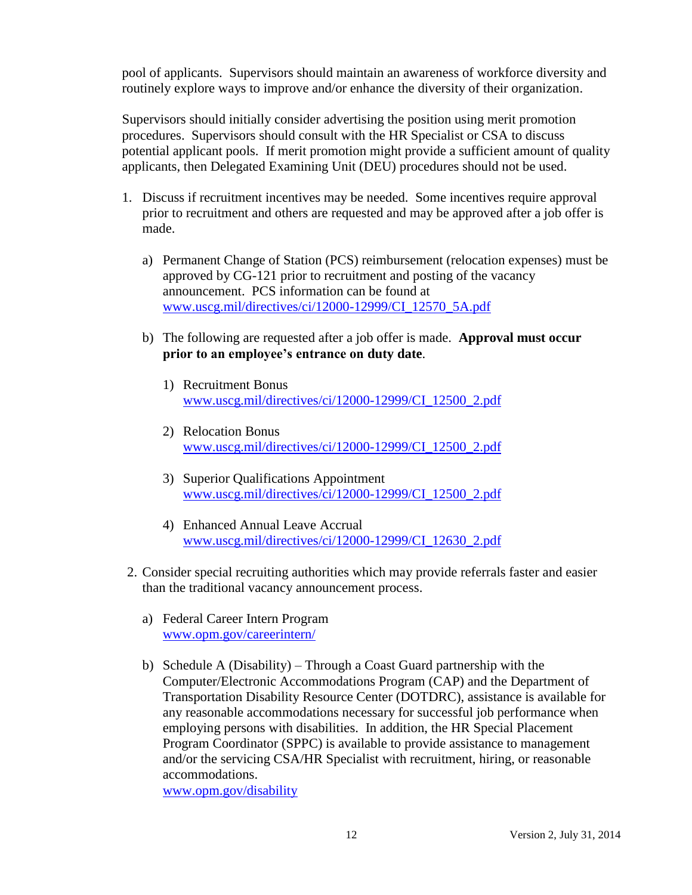pool of applicants. Supervisors should maintain an awareness of workforce diversity and routinely explore ways to improve and/or enhance the diversity of their organization.

Supervisors should initially consider advertising the position using merit promotion procedures. Supervisors should consult with the HR Specialist or CSA to discuss potential applicant pools. If merit promotion might provide a sufficient amount of quality applicants, then Delegated Examining Unit (DEU) procedures should not be used.

1. Discuss if recruitment incentives may be needed. Some incentives require approval prior to recruitment and others are requested and may be approved after a job offer is made.

   a) Permanent Change of Station (PCS) reimbursement (relocation expenses) must be approved by CG-121 prior to recruitment and posting of the vacancy announcement. PCS information can be found at [www.uscg.mil/directives/ci/12000-12999/CI_12570_5A.pdf](www.uscg.mil/directives/ci/12000-12999/CI_12570_5A.pdf)

   b) The following are requested after a job offer is made. **Approval must occur prior to an employee's entrance on duty date**.

      1) Recruitment Bonus
         [www.uscg.mil/directives/ci/12000-12999/CI_12500_2.pdf](www.uscg.mil/directives/ci/12000-12999/CI_12500_2.pdf)

      2) Relocation Bonus
         [www.uscg.mil/directives/ci/12000-12999/CI_12500_2.pdf](www.uscg.mil/directives/ci/12000-12999/CI_12500_2.pdf)

      3) Superior Qualifications Appointment
         [www.uscg.mil/directives/ci/12000-12999/CI_12500_2.pdf](www.uscg.mil/directives/ci/12000-12999/CI_12500_2.pdf)

      4) Enhanced Annual Leave Accrual
         [www.uscg.mil/directives/ci/12000-12999/CI_12630_2.pdf](www.uscg.mil/directives/ci/12000-12999/CI_12630_2.pdf)

2. Consider special recruiting authorities which may provide referrals faster and easier than the traditional vacancy announcement process.

   a) Federal Career Intern Program
      [www.opm.gov/careerintern/](www.opm.gov/careerintern/)

   b) Schedule A (Disability) – Through a Coast Guard partnership with the Computer/Electronic Accommodations Program (CAP) and the Department of Transportation Disability Resource Center (DOTDRC), assistance is available for any reasonable accommodations necessary for successful job performance when employing persons with disabilities. In addition, the HR Special Placement Program Coordinator (SPPC) is available to provide assistance to management and/or the servicing CSA/HR Specialist with recruitment, hiring, or reasonable accommodations.
      [www.opm.gov/disability](www.opm.gov/disability)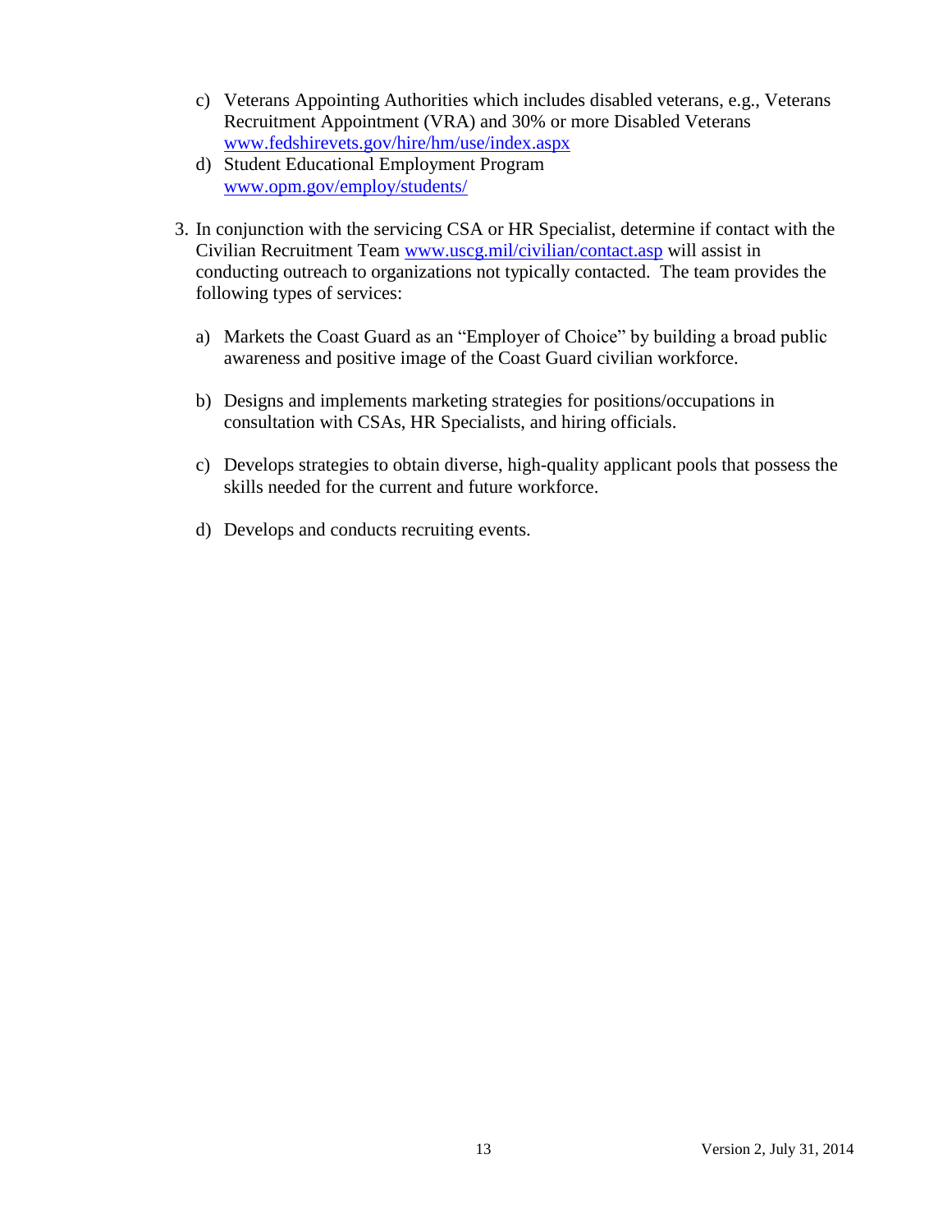c) Veterans Appointing Authorities which includes disabled veterans, e.g., Veterans Recruitment Appointment (VRA) and 30% or more Disabled Veterans [www.fedshirevets.gov/hire/hm/use/index.aspx](www.fedshirevets.gov/hire/hm/use/index.aspx)
   d) Student Educational Employment Program [www.opm.gov/employ/students/](www.opm.gov/employ/students/)

3. In conjunction with the servicing CSA or HR Specialist, determine if contact with the Civilian Recruitment Team [www.uscg.mil/civilian/contact.asp](www.uscg.mil/civilian/contact.asp) will assist in conducting outreach to organizations not typically contacted. The team provides the following types of services:

   a) Markets the Coast Guard as an "Employer of Choice" by building a broad public awareness and positive image of the Coast Guard civilian workforce.

   b) Designs and implements marketing strategies for positions/occupations in consultation with CSAs, HR Specialists, and hiring officials.

   c) Develops strategies to obtain diverse, high-quality applicant pools that possess the skills needed for the current and future workforce.

   d) Develops and conducts recruiting events.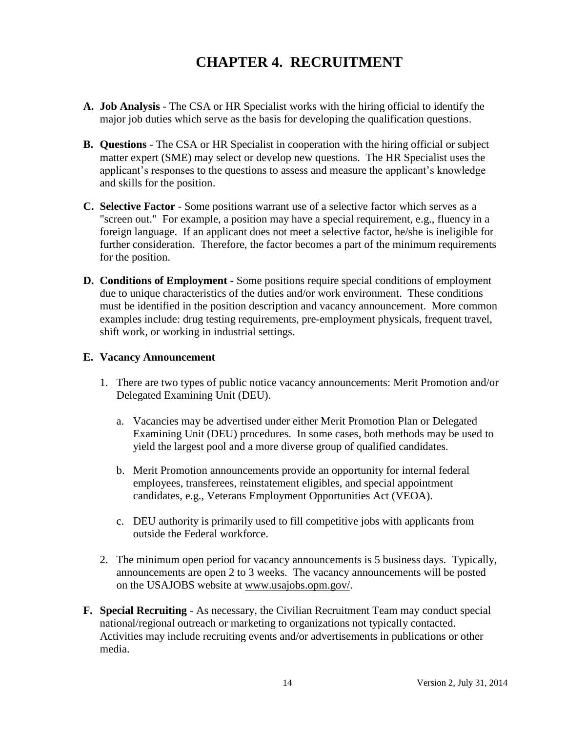# CHAPTER 4. RECRUITMENT

**A. Job Analysis** - The CSA or HR Specialist works with the hiring official to identify the major job duties which serve as the basis for developing the qualification questions.

**B. Questions** - The CSA or HR Specialist in cooperation with the hiring official or subject matter expert (SME) may select or develop new questions. The HR Specialist uses the applicant's responses to the questions to assess and measure the applicant's knowledge and skills for the position.

**C. Selective Factor** - Some positions warrant use of a selective factor which serves as a "screen out." For example, a position may have a special requirement, e.g., fluency in a foreign language. If an applicant does not meet a selective factor, he/she is ineligible for further consideration. Therefore, the factor becomes a part of the minimum requirements for the position.

**D. Conditions of Employment -** Some positions require special conditions of employment due to unique characteristics of the duties and/or work environment. These conditions must be identified in the position description and vacancy announcement. More common examples include: drug testing requirements, pre-employment physicals, frequent travel, shift work, or working in industrial settings.

**E. Vacancy Announcement**

1. There are two types of public notice vacancy announcements: Merit Promotion and/or Delegated Examining Unit (DEU).

   a. Vacancies may be advertised under either Merit Promotion Plan or Delegated Examining Unit (DEU) procedures. In some cases, both methods may be used to yield the largest pool and a more diverse group of qualified candidates.

   b. Merit Promotion announcements provide an opportunity for internal federal employees, transferees, reinstatement eligibles, and special appointment candidates, e.g., Veterans Employment Opportunities Act (VEOA).

   c. DEU authority is primarily used to fill competitive jobs with applicants from outside the Federal workforce.

2. The minimum open period for vacancy announcements is 5 business days. Typically, announcements are open 2 to 3 weeks. The vacancy announcements will be posted on the USAJOBS website at www.usajobs.opm.gov/.

**F. Special Recruiting** - As necessary, the Civilian Recruitment Team may conduct special national/regional outreach or marketing to organizations not typically contacted. Activities may include recruiting events and/or advertisements in publications or other media.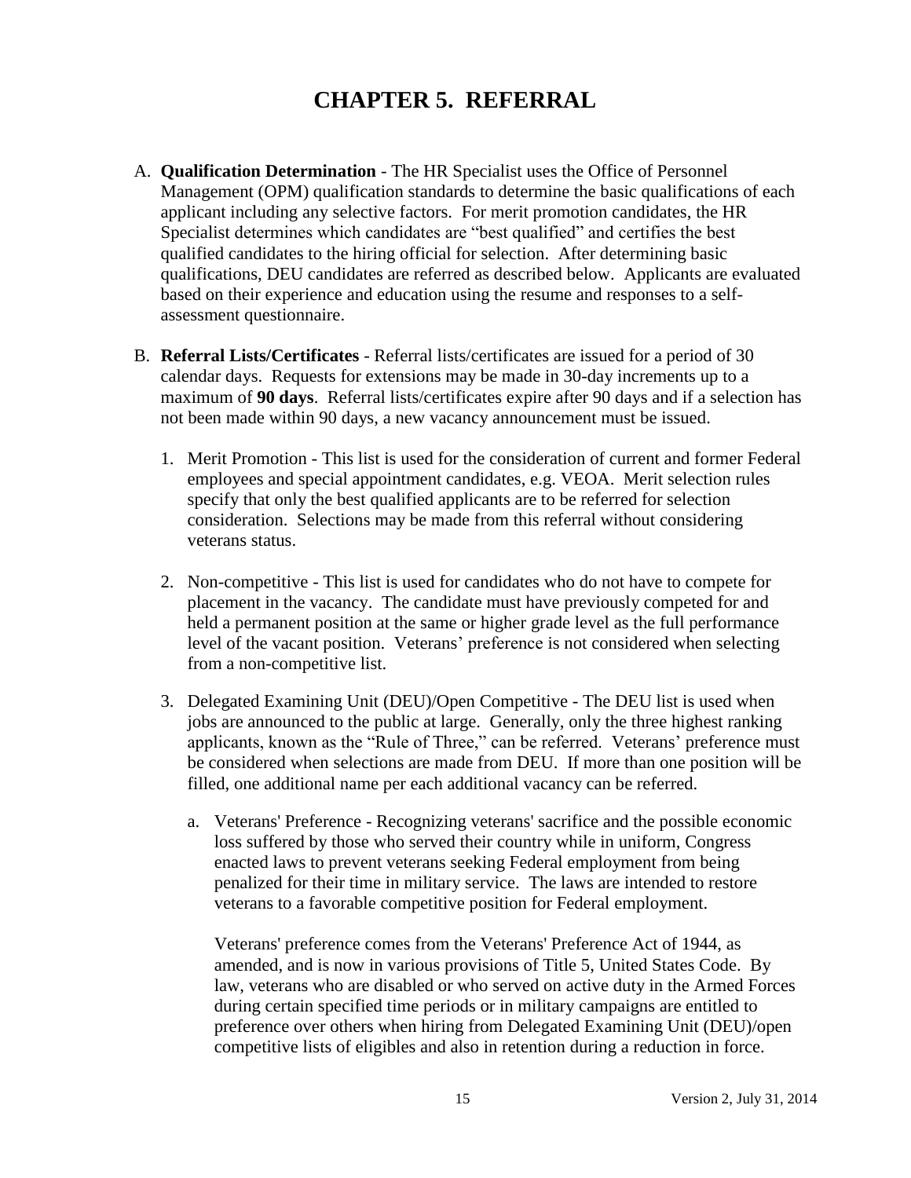# CHAPTER 5. REFERRAL

A. **Qualification Determination** - The HR Specialist uses the Office of Personnel Management (OPM) qualification standards to determine the basic qualifications of each applicant including any selective factors. For merit promotion candidates, the HR Specialist determines which candidates are "best qualified" and certifies the best qualified candidates to the hiring official for selection. After determining basic qualifications, DEU candidates are referred as described below. Applicants are evaluated based on their experience and education using the resume and responses to a self-assessment questionnaire.

B. **Referral Lists/Certificates** - Referral lists/certificates are issued for a period of 30 calendar days. Requests for extensions may be made in 30-day increments up to a maximum of **90 days**. Referral lists/certificates expire after 90 days and if a selection has not been made within 90 days, a new vacancy announcement must be issued.

   1. Merit Promotion - This list is used for the consideration of current and former Federal employees and special appointment candidates, e.g. VEOA. Merit selection rules specify that only the best qualified applicants are to be referred for selection consideration. Selections may be made from this referral without considering veterans status.

   2. Non-competitive - This list is used for candidates who do not have to compete for placement in the vacancy. The candidate must have previously competed for and held a permanent position at the same or higher grade level as the full performance level of the vacant position. Veterans' preference is not considered when selecting from a non-competitive list.

   3. Delegated Examining Unit (DEU)/Open Competitive - The DEU list is used when jobs are announced to the public at large. Generally, only the three highest ranking applicants, known as the "Rule of Three," can be referred. Veterans' preference must be considered when selections are made from DEU. If more than one position will be filled, one additional name per each additional vacancy can be referred.

      a. Veterans' Preference - Recognizing veterans' sacrifice and the possible economic loss suffered by those who served their country while in uniform, Congress enacted laws to prevent veterans seeking Federal employment from being penalized for their time in military service. The laws are intended to restore veterans to a favorable competitive position for Federal employment.

      Veterans' preference comes from the Veterans' Preference Act of 1944, as amended, and is now in various provisions of Title 5, United States Code. By law, veterans who are disabled or who served on active duty in the Armed Forces during certain specified time periods or in military campaigns are entitled to preference over others when hiring from Delegated Examining Unit (DEU)/open competitive lists of eligibles and also in retention during a reduction in force.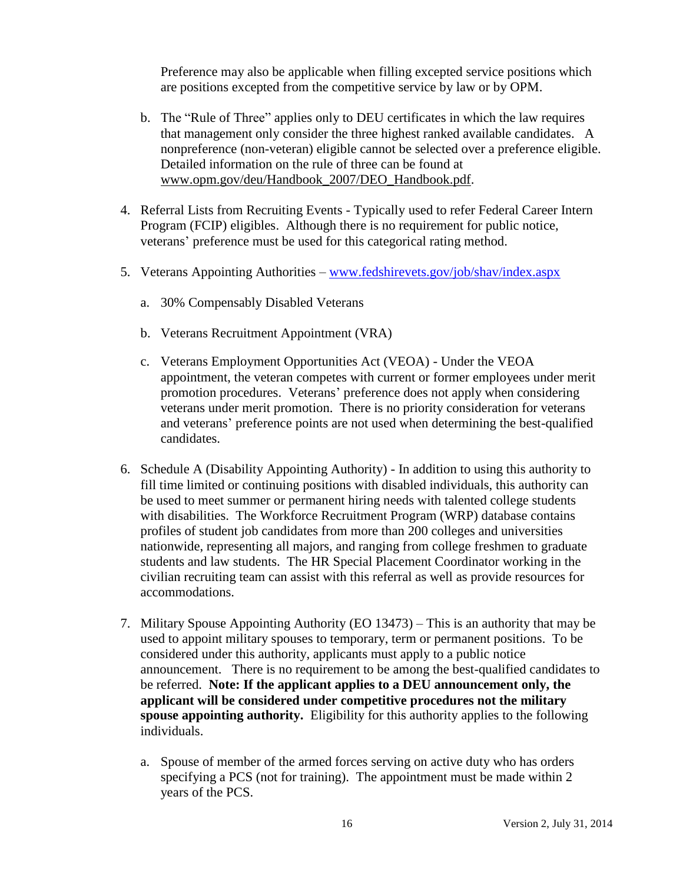Preference may also be applicable when filling excepted service positions which are positions excepted from the competitive service by law or by OPM.

b. The "Rule of Three" applies only to DEU certificates in which the law requires that management only consider the three highest ranked available candidates. A nonpreference (non-veteran) eligible cannot be selected over a preference eligible. Detailed information on the rule of three can be found at www.opm.gov/deu/Handbook_2007/DEO_Handbook.pdf.

4. Referral Lists from Recruiting Events - Typically used to refer Federal Career Intern Program (FCIP) eligibles. Although there is no requirement for public notice, veterans' preference must be used for this categorical rating method.

5. Veterans Appointing Authorities – www.fedshirevets.gov/job/shav/index.aspx

   a. 30% Compensably Disabled Veterans

   b. Veterans Recruitment Appointment (VRA)

   c. Veterans Employment Opportunities Act (VEOA) - Under the VEOA appointment, the veteran competes with current or former employees under merit promotion procedures. Veterans' preference does not apply when considering veterans under merit promotion. There is no priority consideration for veterans and veterans' preference points are not used when determining the best-qualified candidates.

6. Schedule A (Disability Appointing Authority) - In addition to using this authority to fill time limited or continuing positions with disabled individuals, this authority can be used to meet summer or permanent hiring needs with talented college students with disabilities. The Workforce Recruitment Program (WRP) database contains profiles of student job candidates from more than 200 colleges and universities nationwide, representing all majors, and ranging from college freshmen to graduate students and law students. The HR Special Placement Coordinator working in the civilian recruiting team can assist with this referral as well as provide resources for accommodations.

7. Military Spouse Appointing Authority (EO 13473) – This is an authority that may be used to appoint military spouses to temporary, term or permanent positions. To be considered under this authority, applicants must apply to a public notice announcement. There is no requirement to be among the best-qualified candidates to be referred. **Note: If the applicant applies to a DEU announcement only, the applicant will be considered under competitive procedures not the military spouse appointing authority.** Eligibility for this authority applies to the following individuals.

   a. Spouse of member of the armed forces serving on active duty who has orders specifying a PCS (not for training). The appointment must be made within 2 years of the PCS.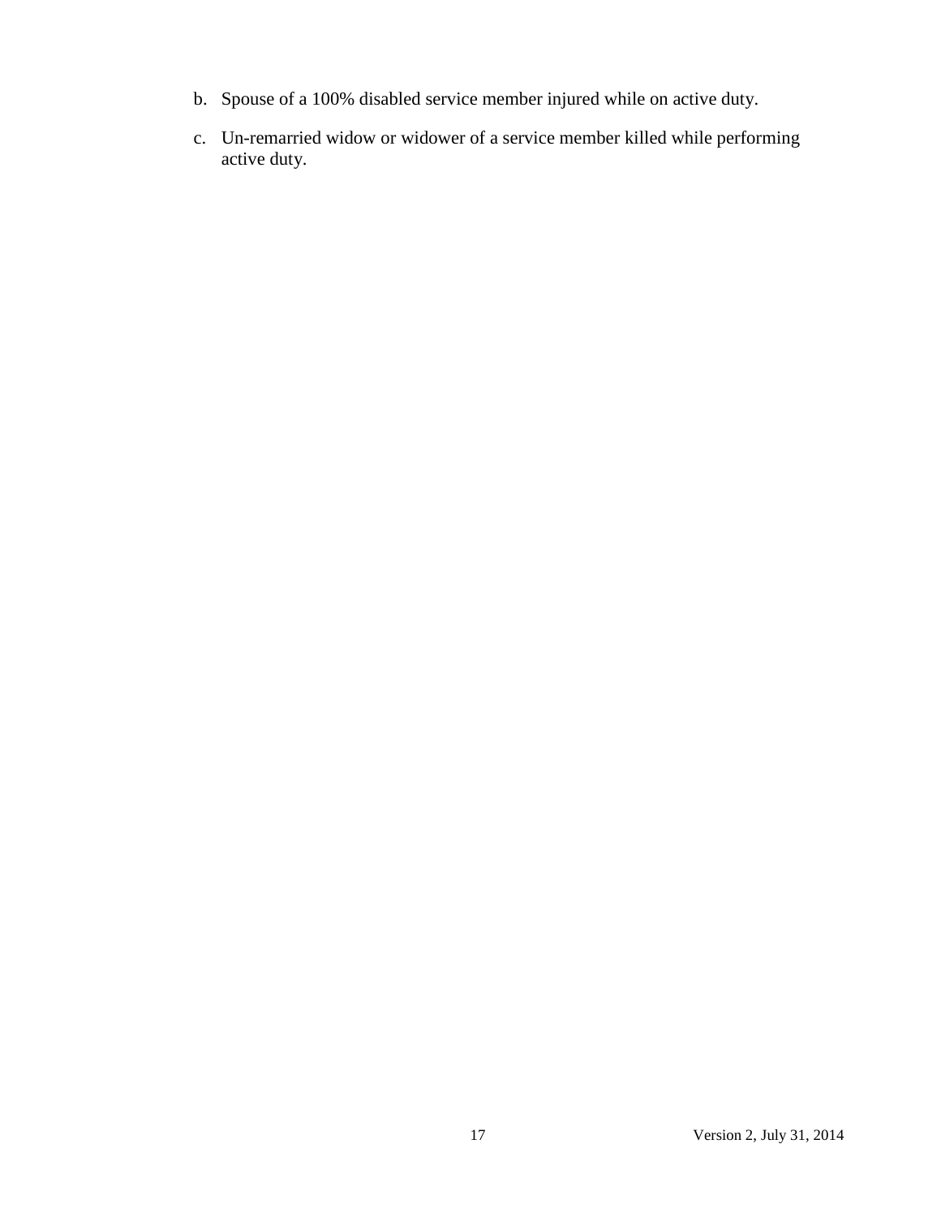b. Spouse of a 100% disabled service member injured while on active duty.

c. Un-remarried widow or widower of a service member killed while performing active duty.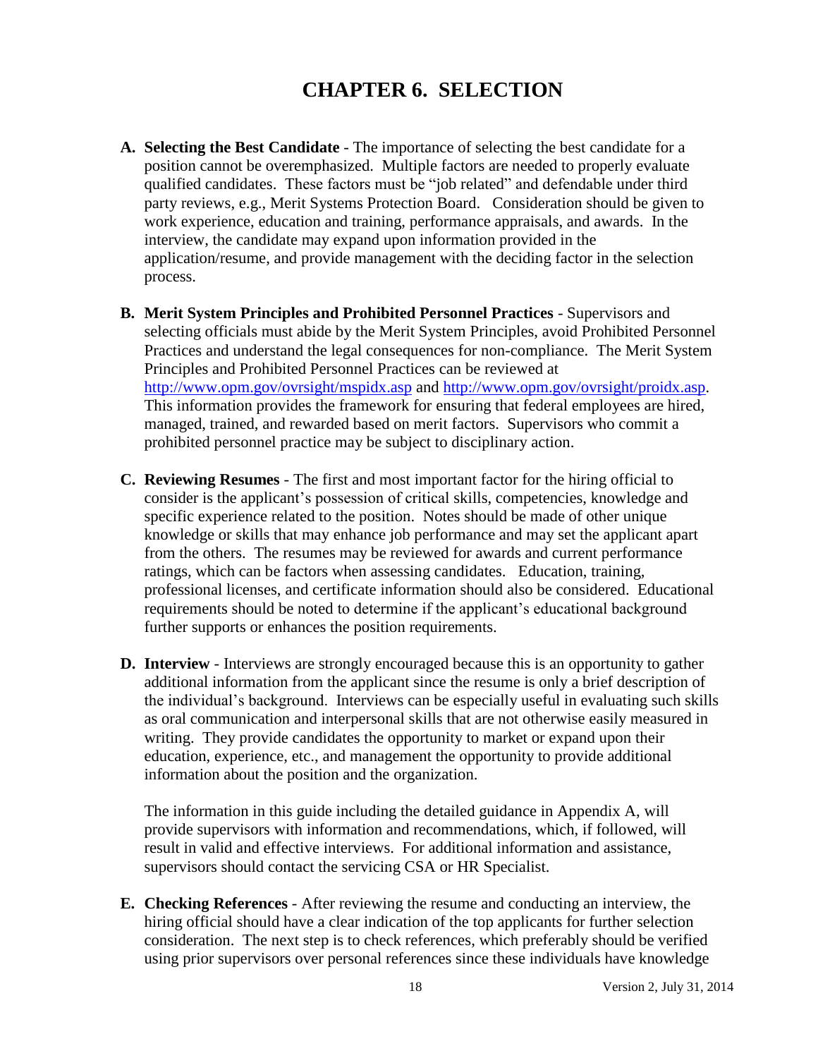# CHAPTER 6. SELECTION

**A. Selecting the Best Candidate** - The importance of selecting the best candidate for a position cannot be overemphasized. Multiple factors are needed to properly evaluate qualified candidates. These factors must be "job related" and defendable under third party reviews, e.g., Merit Systems Protection Board. Consideration should be given to work experience, education and training, performance appraisals, and awards. In the interview, the candidate may expand upon information provided in the application/resume, and provide management with the deciding factor in the selection process.

**B. Merit System Principles and Prohibited Personnel Practices** - Supervisors and selecting officials must abide by the Merit System Principles, avoid Prohibited Personnel Practices and understand the legal consequences for non-compliance. The Merit System Principles and Prohibited Personnel Practices can be reviewed at http://www.opm.gov/ovrsight/mspidx.asp and http://www.opm.gov/ovrsight/proidx.asp. This information provides the framework for ensuring that federal employees are hired, managed, trained, and rewarded based on merit factors. Supervisors who commit a prohibited personnel practice may be subject to disciplinary action.

**C. Reviewing Resumes** - The first and most important factor for the hiring official to consider is the applicant's possession of critical skills, competencies, knowledge and specific experience related to the position. Notes should be made of other unique knowledge or skills that may enhance job performance and may set the applicant apart from the others. The resumes may be reviewed for awards and current performance ratings, which can be factors when assessing candidates. Education, training, professional licenses, and certificate information should also be considered. Educational requirements should be noted to determine if the applicant's educational background further supports or enhances the position requirements.

**D. Interview** - Interviews are strongly encouraged because this is an opportunity to gather additional information from the applicant since the resume is only a brief description of the individual's background. Interviews can be especially useful in evaluating such skills as oral communication and interpersonal skills that are not otherwise easily measured in writing. They provide candidates the opportunity to market or expand upon their education, experience, etc., and management the opportunity to provide additional information about the position and the organization.

The information in this guide including the detailed guidance in Appendix A, will provide supervisors with information and recommendations, which, if followed, will result in valid and effective interviews. For additional information and assistance, supervisors should contact the servicing CSA or HR Specialist.

**E. Checking References** - After reviewing the resume and conducting an interview, the hiring official should have a clear indication of the top applicants for further selection consideration. The next step is to check references, which preferably should be verified using prior supervisors over personal references since these individuals have knowledge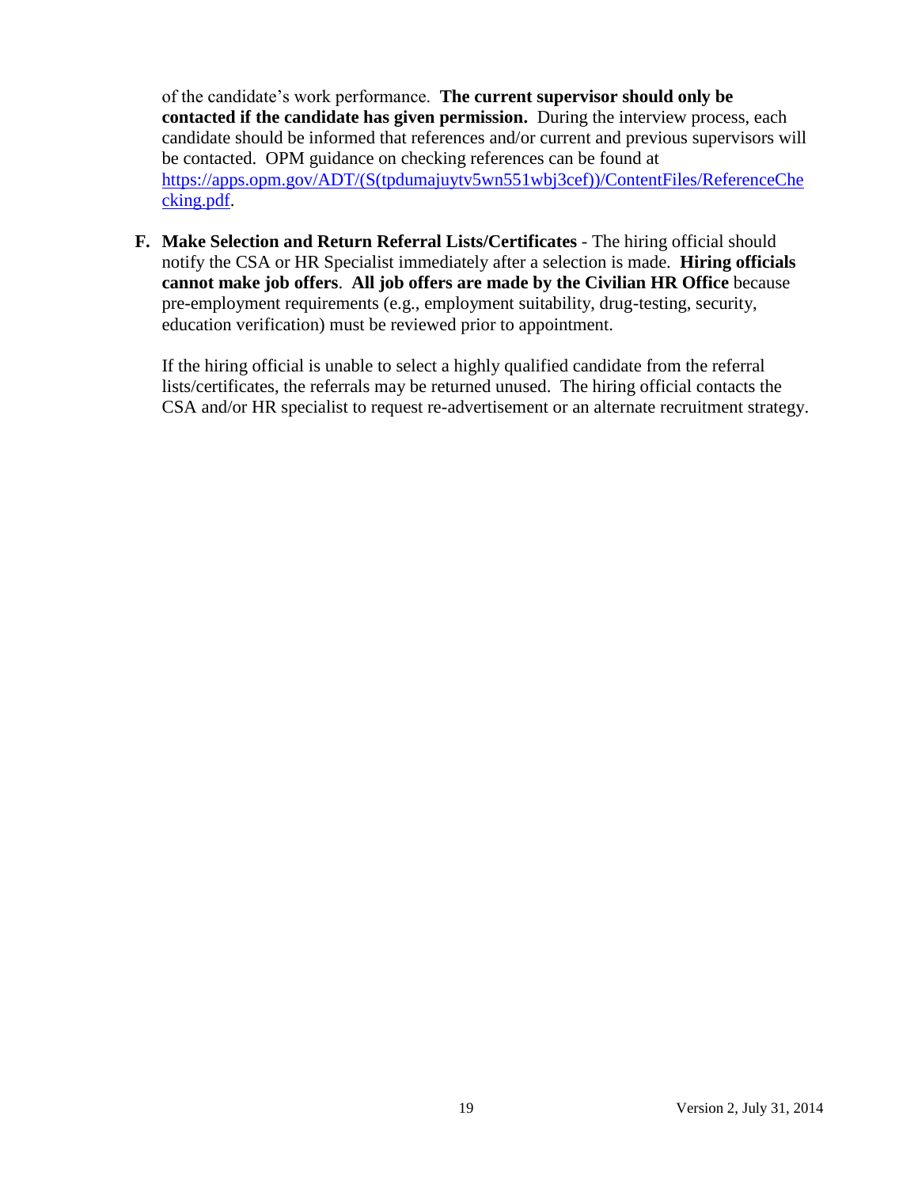of the candidate's work performance. **The current supervisor should only be contacted if the candidate has given permission.** During the interview process, each candidate should be informed that references and/or current and previous supervisors will be contacted. OPM guidance on checking references can be found at [https://apps.opm.gov/ADT/(S(tpdumajuytv5wn551wbj3cef))/ContentFiles/ReferenceChecking.pdf](https://apps.opm.gov/ADT/(S(tpdumajuytv5wn551wbj3cef))/ContentFiles/ReferenceChecking.pdf).

**F. Make Selection and Return Referral Lists/Certificates** - The hiring official should notify the CSA or HR Specialist immediately after a selection is made. **Hiring officials cannot make job offers**. **All job offers are made by the Civilian HR Office** because pre-employment requirements (e.g., employment suitability, drug-testing, security, education verification) must be reviewed prior to appointment.

If the hiring official is unable to select a highly qualified candidate from the referral lists/certificates, the referrals may be returned unused. The hiring official contacts the CSA and/or HR specialist to request re-advertisement or an alternate recruitment strategy.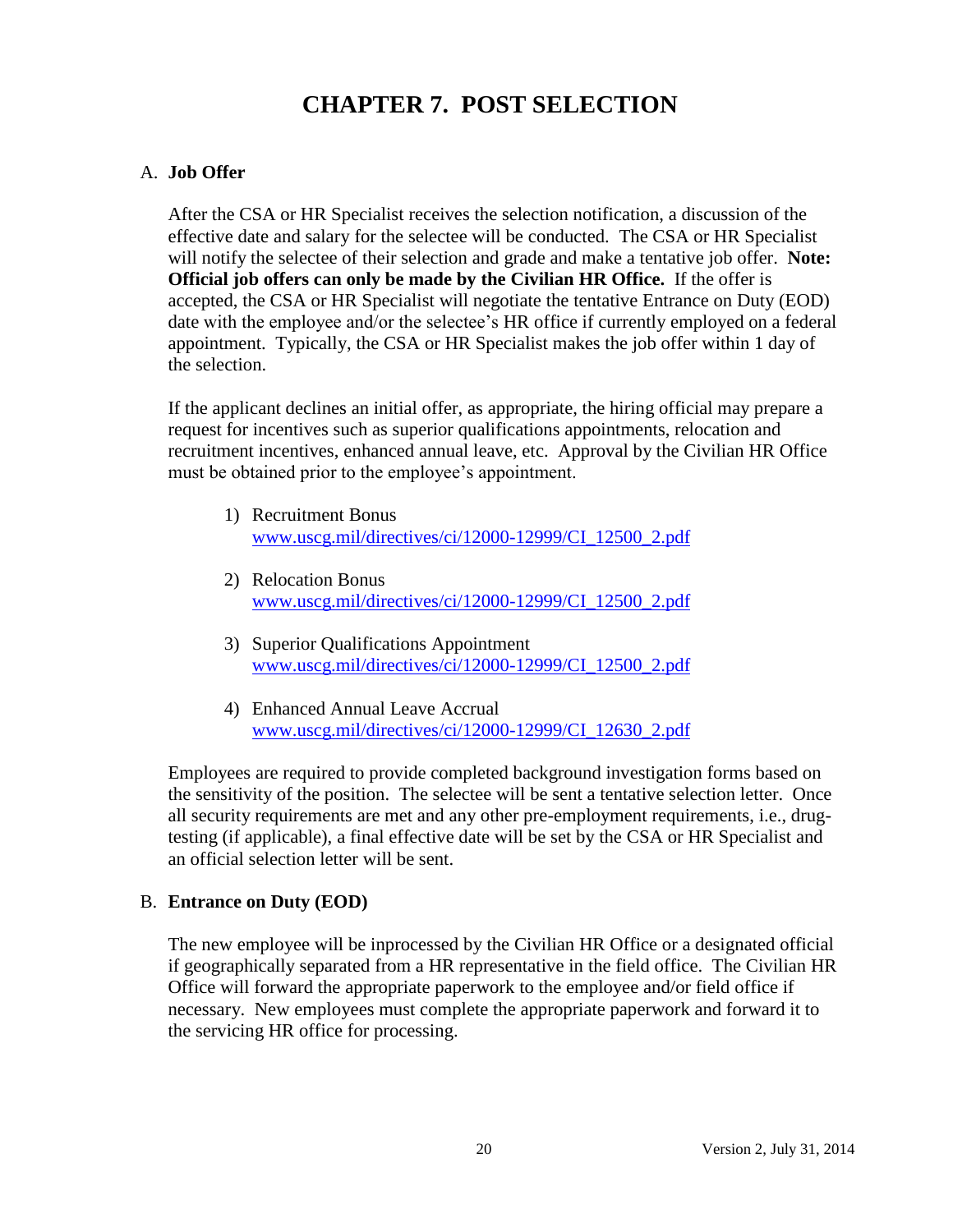# CHAPTER 7. POST SELECTION

A. **Job Offer**

After the CSA or HR Specialist receives the selection notification, a discussion of the effective date and salary for the selectee will be conducted. The CSA or HR Specialist will notify the selectee of their selection and grade and make a tentative job offer. **Note: Official job offers can only be made by the Civilian HR Office.** If the offer is accepted, the CSA or HR Specialist will negotiate the tentative Entrance on Duty (EOD) date with the employee and/or the selectee's HR office if currently employed on a federal appointment. Typically, the CSA or HR Specialist makes the job offer within 1 day of the selection.

If the applicant declines an initial offer, as appropriate, the hiring official may prepare a request for incentives such as superior qualifications appointments, relocation and recruitment incentives, enhanced annual leave, etc. Approval by the Civilian HR Office must be obtained prior to the employee's appointment.

1) Recruitment Bonus
   www.uscg.mil/directives/ci/12000-12999/CI_12500_2.pdf

2) Relocation Bonus
   www.uscg.mil/directives/ci/12000-12999/CI_12500_2.pdf

3) Superior Qualifications Appointment
   www.uscg.mil/directives/ci/12000-12999/CI_12500_2.pdf

4) Enhanced Annual Leave Accrual
   www.uscg.mil/directives/ci/12000-12999/CI_12630_2.pdf

Employees are required to provide completed background investigation forms based on the sensitivity of the position. The selectee will be sent a tentative selection letter. Once all security requirements are met and any other pre-employment requirements, i.e., drug-testing (if applicable), a final effective date will be set by the CSA or HR Specialist and an official selection letter will be sent.

B. **Entrance on Duty (EOD)**

The new employee will be inprocessed by the Civilian HR Office or a designated official if geographically separated from a HR representative in the field office. The Civilian HR Office will forward the appropriate paperwork to the employee and/or field office if necessary. New employees must complete the appropriate paperwork and forward it to the servicing HR office for processing.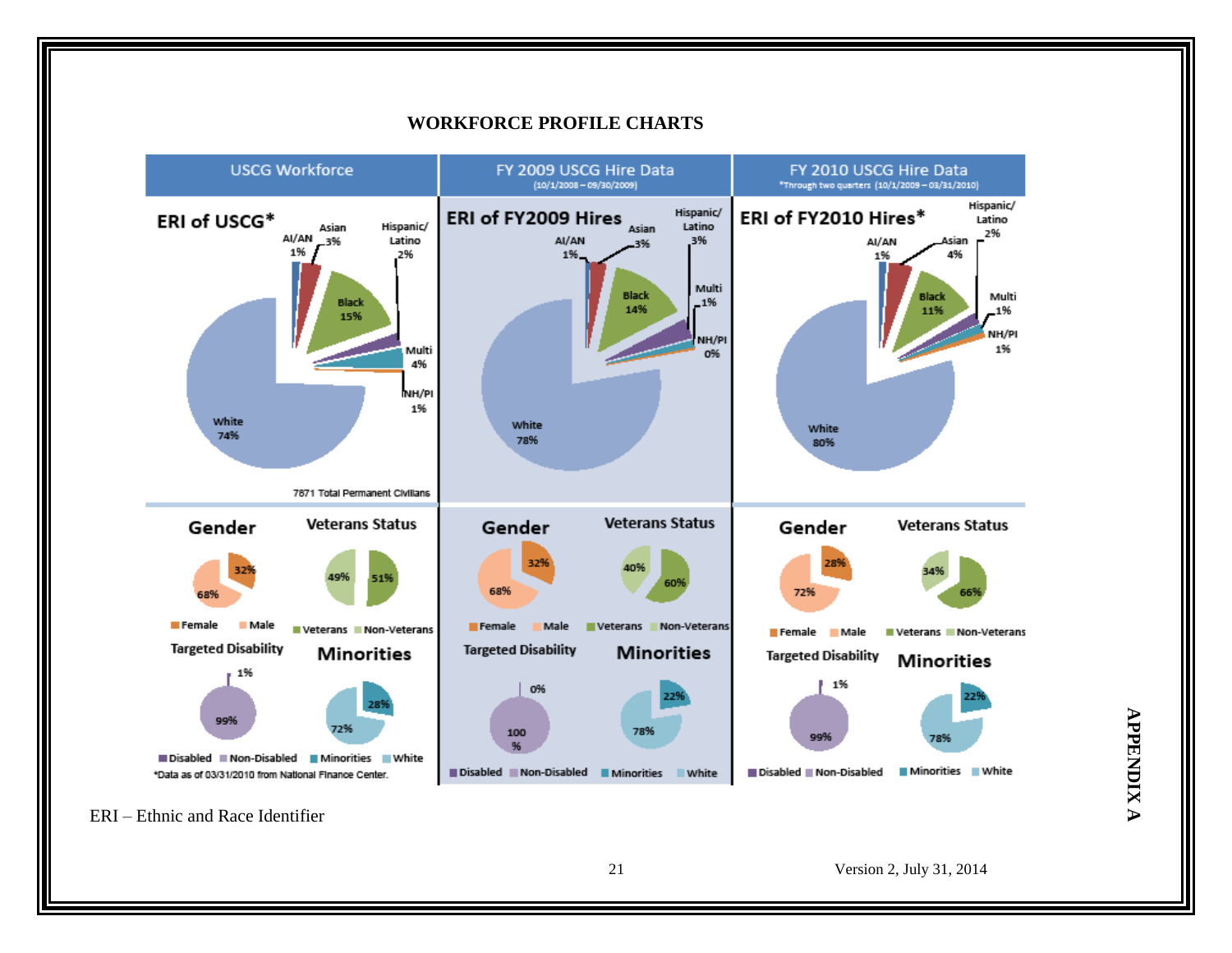# WORKFORCE PROFILE CHARTS

| USCG Workforce | FY 2009 USCG Hire Data (10/1/2008 – 09/30/2009) | FY 2010 USCG Hire Data *Through two quarters (10/1/2009 – 03/31/2010) |
|---|---|---|
| **ERI of USCG*** | **ERI of FY2009 Hires** | **ERI of FY2010 Hires*** |
| AI/AN 1% | AI/AN 1% | AI/AN 1% |
| Asian 3% | Asian 3% | Asian 4% |
| Hispanic/Latino 2% | Hispanic/Latino 3% | Hispanic/Latino 2% |
| Black 15% | Black 14% | Black 11% |
| Multi 4% | Multi 1% | Multi 1% |
| NH/PI 1% | NH/PI 0% | NH/PI 1% |
| White 74% | White 78% | White 80% |
| 7871 Total Permanent Civilians | | |
| **Gender** | **Gender** | **Gender** |
| Female 32% | Female 32% | Female 28% |
| Male 68% | Male 68% | Male 72% |
| **Veterans Status** | **Veterans Status** | **Veterans Status** |
| Veterans 51% | Veterans 60% | Veterans 66% |
| Non-Veterans 49% | Non-Veterans 40% | Non-Veterans 34% |
| **Targeted Disability** | **Targeted Disability** | **Targeted Disability** |
| Disabled 1% | Disabled 0% | Disabled 1% |
| Non-Disabled 99% | Non-Disabled 100% | Non-Disabled 99% |
| **Minorities** | **Minorities** | **Minorities** |
| Minorities 28% | Minorities 22% | Minorities 22% |
| White 72% | White 78% | White 78% |

*Data as of 03/31/2010 from National Finance Center.

ERI – Ethnic and Race Identifier

Version 2, July 31, 2014

APPENDIX A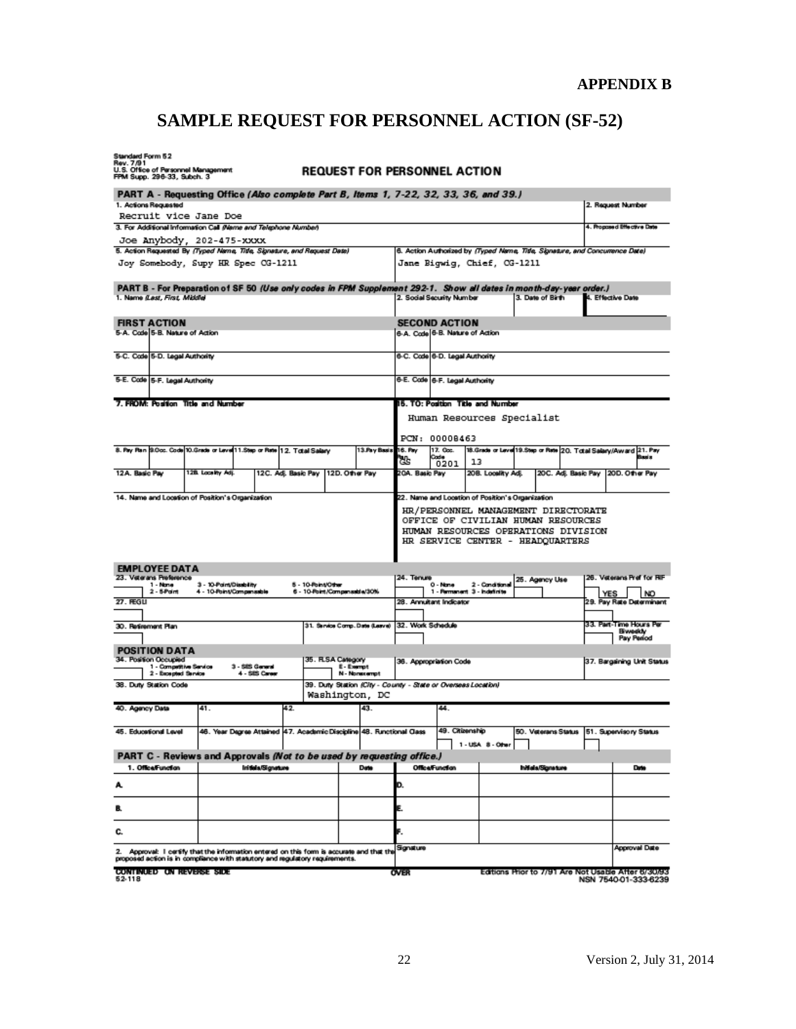**APPENDIX B**

# SAMPLE REQUEST FOR PERSONNEL ACTION (SF-52)

Standard Form 52
Rev. 7/91
U.S. Office of Personnel Management
FPM Supp. 296-33, Subch. 3

## REQUEST FOR PERSONNEL ACTION

### PART A - Requesting Office *(Also complete Part B, Items 1, 7-22, 32, 33, 36, and 39.)*

| 1. Actions Requested | 2. Request Number |
|---|---|
| Recruit vice Jane Doe | |
| **3. For Additional Information Call** *(Name and Telephone Number)* | **4. Proposed Effective Date** |
| Joe Anybody, 202-475-xxxx | |

| 5. Action Requested By *(Typed Name, Title, Signature, and Request Date)* | 6. Action Authorized by *(Typed Name, Title, Signature, and Concurrence Date)* |
|---|---|
| Joy Somebody, Supy HR Spec CG-1211 | Jane Bigwig, Chief, CG-1211 |

### PART B - For Preparation of SF 50 *(Use only codes in FPM Supplement 292-1. Show all dates in month-day-year order.)*

| 1. Name *(Last, First, Middle)* | 2. Social Security Number | 3. Date of Birth | 4. Effective Date |
|---|---|---|---|
| | | | |

| FIRST ACTION | | SECOND ACTION | |
|---|---|---|---|
| 5-A. Code | 5-B. Nature of Action | 6-A. Code | 6-B. Nature of Action |
| 5-C. Code | 5-D. Legal Authority | 6-C. Code | 6-D. Legal Authority |
| 5-E. Code | 5-F. Legal Authority | 6-E. Code | 6-F. Legal Authority |

| 7. FROM: Position Title and Number | 15. TO: Position Title and Number |
|---|---|
| | Human Resources Specialist<br><br>PCN: 00008463 |

| 8. Pay Plan | 9. Occ. Code | 10. Grade or Level | 11. Step or Rate | 12. Total Salary | 13. Pay Basis | 16. Pay Plan | 17. Occ. Code | 18. Grade or Level | 19. Step or Rate | 20. Total Salary/Award | 21. Pay Basis |
|---|---|---|---|---|---|---|---|---|---|---|---|
| | | | | | | GS | 0201 | 13 | | | |

| 12A. Basic Pay | 12B. Locality Adj. | 12C. Adj. Basic Pay | 12D. Other Pay | 20A. Basic Pay | 20B. Locality Adj. | 20C. Adj. Basic Pay | 20D. Other Pay |
|---|---|---|---|---|---|---|---|
| | | | | | | | |

| 14. Name and Location of Position's Organization | 22. Name and Location of Position's Organization |
|---|---|
| | HR/PERSONNEL MANAGEMENT DIRECTORATE<br>OFFICE OF CIVILIAN HUMAN RESOURCES<br>HUMAN RESOURCES OPERATIONS DIVISION<br>HR SERVICE CENTER - HEADQUARTERS |

### EMPLOYEE DATA

| 23. Veterans Preference (1 - None; 2 - 5-Point; 3 - 10-Point/Disability; 4 - 10-Point/Compensable; 5 - 10-Point/Other; 6 - 10-Point/Compensable/30%) | 24. Tenure (0 - None; 1 - Permanent; 2 - Conditional; 3 - Indefinite) | 25. Agency Use | 26. Veterans Pref for RIF (YES / NO) |
|---|---|---|---|
| 27. FEGLI | 28. Annuitant Indicator | | 29. Pay Rate Determinant |
| 30. Retirement Plan / 31. Service Comp. Date (Leave) | 32. Work Schedule | | 33. Part-Time Hours Per Biweekly Pay Period |

### POSITION DATA

| 34. Position Occupied (1 - Competitive Service; 2 - Excepted Service; 3 - SES General; 4 - SES Career) | 35. FLSA Category (E - Exempt; N - Nonexempt) | 36. Appropriation Code | 37. Bargaining Unit Status |
|---|---|---|---|
| 38. Duty Station Code | 39. Duty Station *(City - County - State or Overseas Location)*<br>Washington, DC | | |

| 40. Agency Data | 41. | 42. | 43. | 44. |
|---|---|---|---|---|
| | | | | |

| 45. Educational Level | 46. Year Degree Attained | 47. Academic Discipline | 48. Functional Class | 49. Citizenship (1 - USA; 8 - Other) | 50. Veterans Status | 51. Supervisory Status |
|---|---|---|---|---|---|---|
| | | | | | | |

### PART C - Reviews and Approvals *(Not to be used by requesting office.)*

| 1. Office/Function | Initials/Signature | Date | Office/Function | Initials/Signature | Date |
|---|---|---|---|---|---|
| A. | | | D. | | |
| B. | | | E. | | |
| C. | | | F. | | |

| 2. Approval: I certify that the information entered on this form is accurate and that the proposed action is in compliance with statutory and regulatory requirements. | Signature | Approval Date |
|---|---|---|
| | | |

CONTINUED ON REVERSE SIDE
52-118

OVER

Editions Prior to 7/91 Are Not Usable After 6/30/93
NSN 7540-01-333-6239

Version 2, July 31, 2014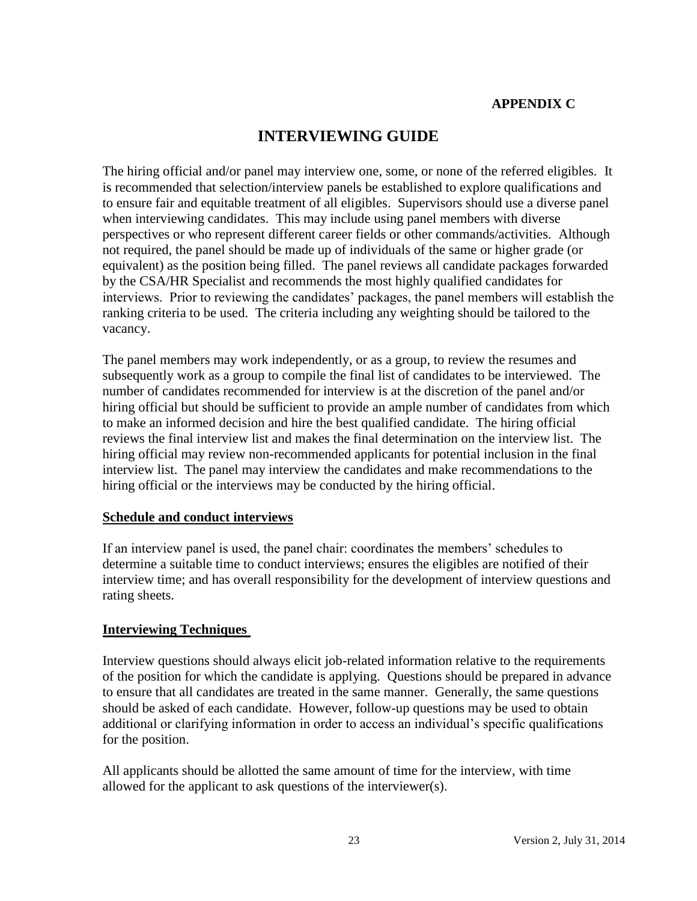**APPENDIX C**

# INTERVIEWING GUIDE

The hiring official and/or panel may interview one, some, or none of the referred eligibles. It is recommended that selection/interview panels be established to explore qualifications and to ensure fair and equitable treatment of all eligibles. Supervisors should use a diverse panel when interviewing candidates. This may include using panel members with diverse perspectives or who represent different career fields or other commands/activities. Although not required, the panel should be made up of individuals of the same or higher grade (or equivalent) as the position being filled. The panel reviews all candidate packages forwarded by the CSA/HR Specialist and recommends the most highly qualified candidates for interviews. Prior to reviewing the candidates' packages, the panel members will establish the ranking criteria to be used. The criteria including any weighting should be tailored to the vacancy.

The panel members may work independently, or as a group, to review the resumes and subsequently work as a group to compile the final list of candidates to be interviewed. The number of candidates recommended for interview is at the discretion of the panel and/or hiring official but should be sufficient to provide an ample number of candidates from which to make an informed decision and hire the best qualified candidate. The hiring official reviews the final interview list and makes the final determination on the interview list. The hiring official may review non-recommended applicants for potential inclusion in the final interview list. The panel may interview the candidates and make recommendations to the hiring official or the interviews may be conducted by the hiring official.

## Schedule and conduct interviews

If an interview panel is used, the panel chair: coordinates the members' schedules to determine a suitable time to conduct interviews; ensures the eligibles are notified of their interview time; and has overall responsibility for the development of interview questions and rating sheets.

## Interviewing Techniques

Interview questions should always elicit job-related information relative to the requirements of the position for which the candidate is applying. Questions should be prepared in advance to ensure that all candidates are treated in the same manner. Generally, the same questions should be asked of each candidate. However, follow-up questions may be used to obtain additional or clarifying information in order to access an individual's specific qualifications for the position.

All applicants should be allotted the same amount of time for the interview, with time allowed for the applicant to ask questions of the interviewer(s).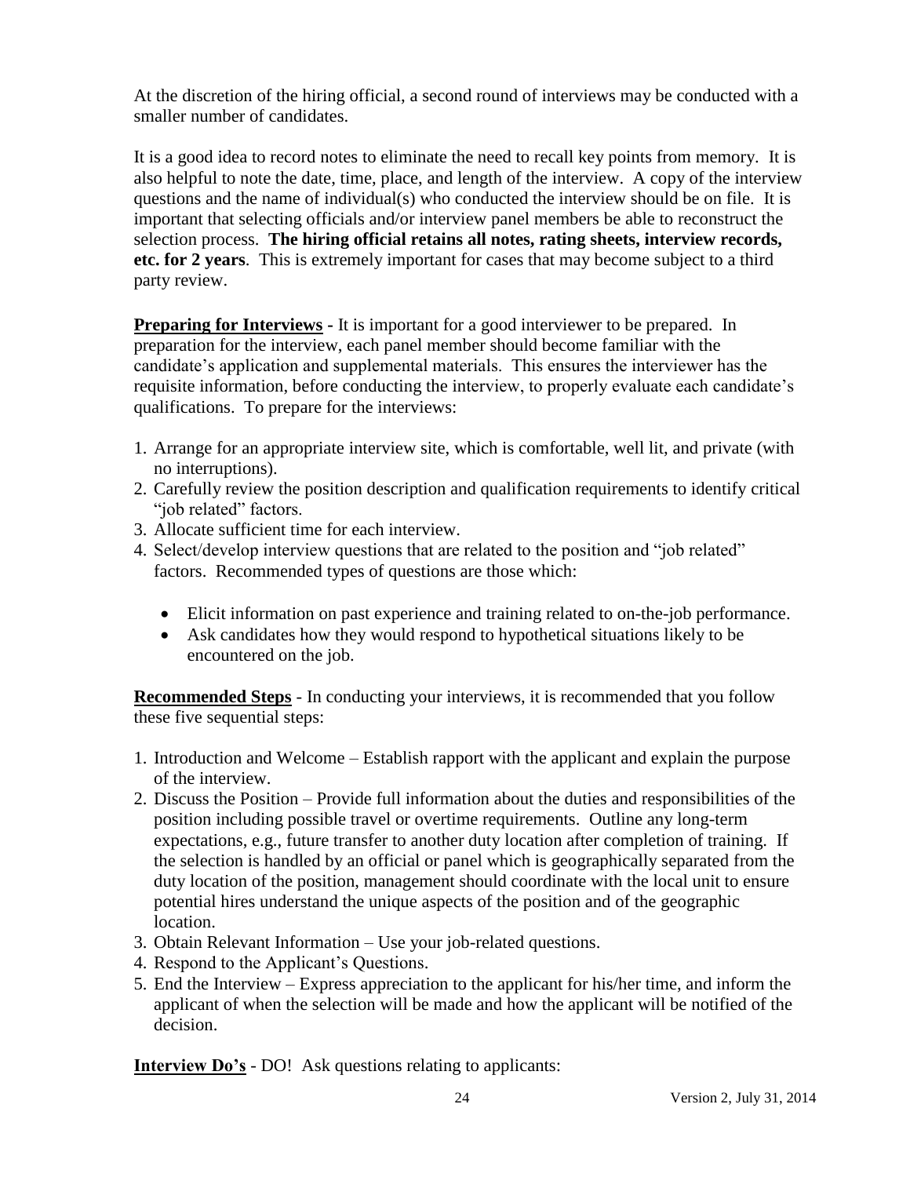At the discretion of the hiring official, a second round of interviews may be conducted with a smaller number of candidates.

It is a good idea to record notes to eliminate the need to recall key points from memory. It is also helpful to note the date, time, place, and length of the interview. A copy of the interview questions and the name of individual(s) who conducted the interview should be on file. It is important that selecting officials and/or interview panel members be able to reconstruct the selection process. **The hiring official retains all notes, rating sheets, interview records, etc. for 2 years**. This is extremely important for cases that may become subject to a third party review.

**Preparing for Interviews** - It is important for a good interviewer to be prepared. In preparation for the interview, each panel member should become familiar with the candidate's application and supplemental materials. This ensures the interviewer has the requisite information, before conducting the interview, to properly evaluate each candidate's qualifications. To prepare for the interviews:

1. Arrange for an appropriate interview site, which is comfortable, well lit, and private (with no interruptions).
2. Carefully review the position description and qualification requirements to identify critical "job related" factors.
3. Allocate sufficient time for each interview.
4. Select/develop interview questions that are related to the position and "job related" factors. Recommended types of questions are those which:
   - Elicit information on past experience and training related to on-the-job performance.
   - Ask candidates how they would respond to hypothetical situations likely to be encountered on the job.

**Recommended Steps** - In conducting your interviews, it is recommended that you follow these five sequential steps:

1. Introduction and Welcome – Establish rapport with the applicant and explain the purpose of the interview.
2. Discuss the Position – Provide full information about the duties and responsibilities of the position including possible travel or overtime requirements. Outline any long-term expectations, e.g., future transfer to another duty location after completion of training. If the selection is handled by an official or panel which is geographically separated from the duty location of the position, management should coordinate with the local unit to ensure potential hires understand the unique aspects of the position and of the geographic location.
3. Obtain Relevant Information – Use your job-related questions.
4. Respond to the Applicant's Questions.
5. End the Interview – Express appreciation to the applicant for his/her time, and inform the applicant of when the selection will be made and how the applicant will be notified of the decision.

**Interview Do's** - DO! Ask questions relating to applicants: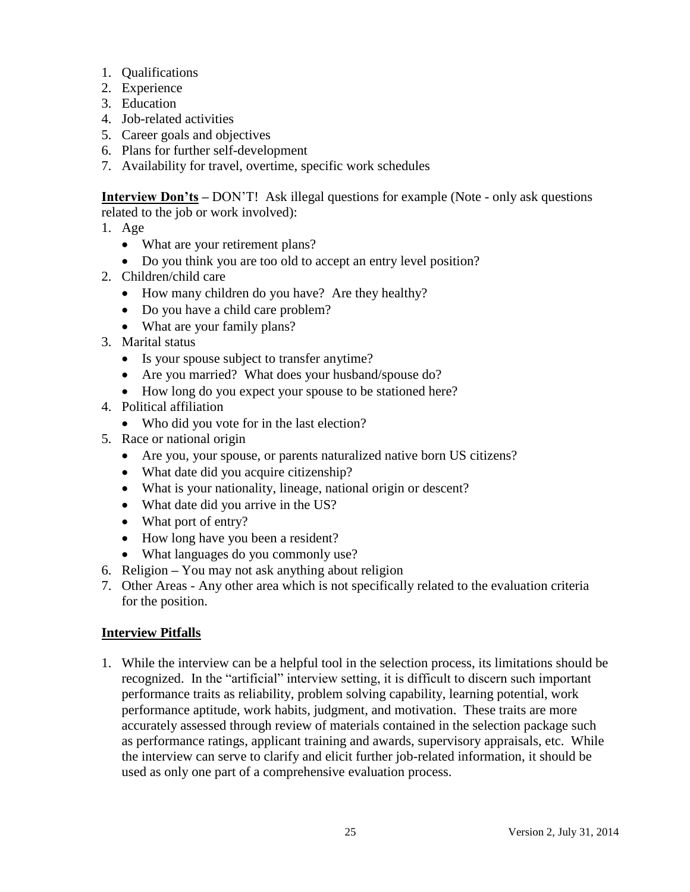1. Qualifications
2. Experience
3. Education
4. Job-related activities
5. Career goals and objectives
6. Plans for further self-development
7. Availability for travel, overtime, specific work schedules

**<u>Interview Don'ts</u>** – DON'T! Ask illegal questions for example (Note - only ask questions related to the job or work involved):

1. Age
   - What are your retirement plans?
   - Do you think you are too old to accept an entry level position?
2. Children/child care
   - How many children do you have? Are they healthy?
   - Do you have a child care problem?
   - What are your family plans?
3. Marital status
   - Is your spouse subject to transfer anytime?
   - Are you married? What does your husband/spouse do?
   - How long do you expect your spouse to be stationed here?
4. Political affiliation
   - Who did you vote for in the last election?
5. Race or national origin
   - Are you, your spouse, or parents naturalized native born US citizens?
   - What date did you acquire citizenship?
   - What is your nationality, lineage, national origin or descent?
   - What date did you arrive in the US?
   - What port of entry?
   - How long have you been a resident?
   - What languages do you commonly use?
6. Religion – You may not ask anything about religion
7. Other Areas - Any other area which is not specifically related to the evaluation criteria for the position.

## <u>Interview Pitfalls</u>

1. While the interview can be a helpful tool in the selection process, its limitations should be recognized. In the "artificial" interview setting, it is difficult to discern such important performance traits as reliability, problem solving capability, learning potential, work performance aptitude, work habits, judgment, and motivation. These traits are more accurately assessed through review of materials contained in the selection package such as performance ratings, applicant training and awards, supervisory appraisals, etc. While the interview can serve to clarify and elicit further job-related information, it should be used as only one part of a comprehensive evaluation process.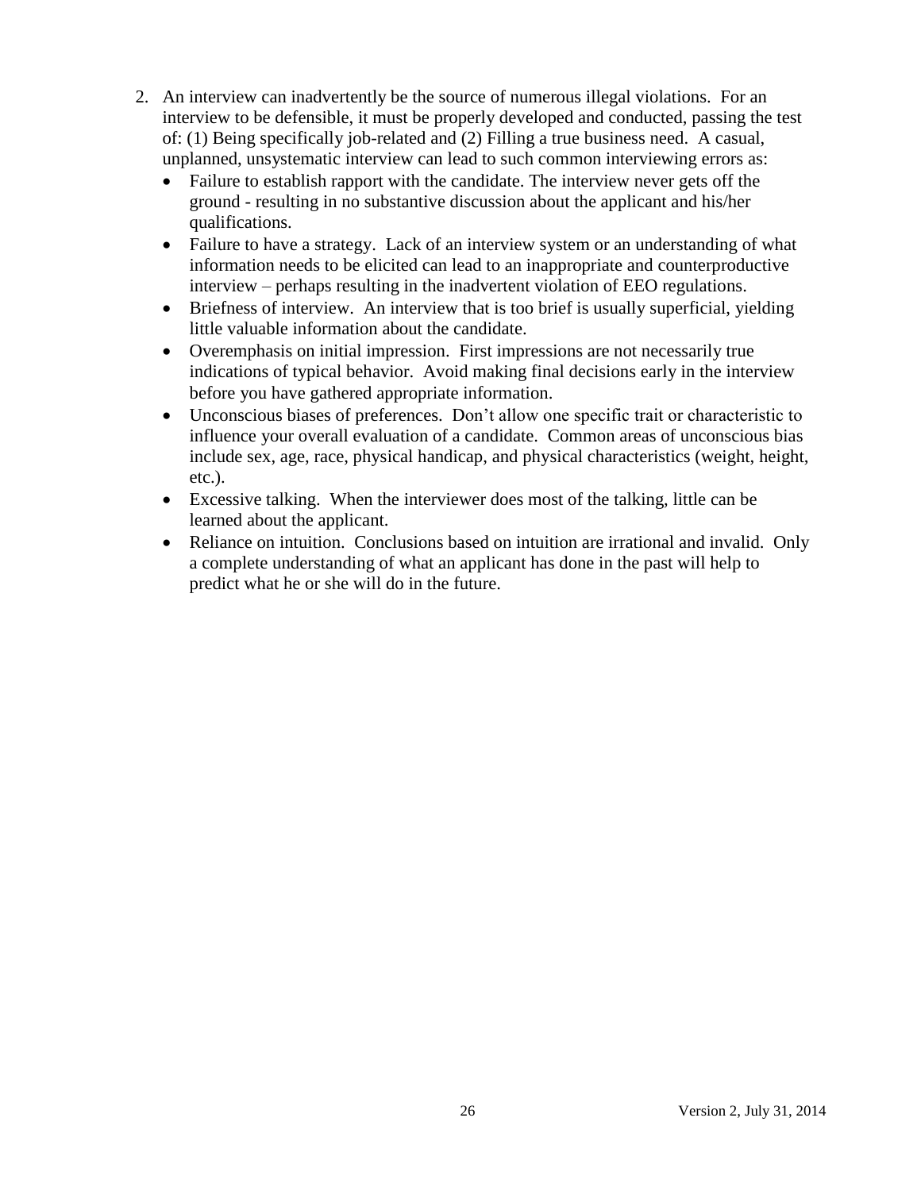2. An interview can inadvertently be the source of numerous illegal violations. For an interview to be defensible, it must be properly developed and conducted, passing the test of: (1) Being specifically job-related and (2) Filling a true business need. A casual, unplanned, unsystematic interview can lead to such common interviewing errors as:
   - Failure to establish rapport with the candidate. The interview never gets off the ground - resulting in no substantive discussion about the applicant and his/her qualifications.
   - Failure to have a strategy. Lack of an interview system or an understanding of what information needs to be elicited can lead to an inappropriate and counterproductive interview – perhaps resulting in the inadvertent violation of EEO regulations.
   - Briefness of interview. An interview that is too brief is usually superficial, yielding little valuable information about the candidate.
   - Overemphasis on initial impression. First impressions are not necessarily true indications of typical behavior. Avoid making final decisions early in the interview before you have gathered appropriate information.
   - Unconscious biases of preferences. Don't allow one specific trait or characteristic to influence your overall evaluation of a candidate. Common areas of unconscious bias include sex, age, race, physical handicap, and physical characteristics (weight, height, etc.).
   - Excessive talking. When the interviewer does most of the talking, little can be learned about the applicant.
   - Reliance on intuition. Conclusions based on intuition are irrational and invalid. Only a complete understanding of what an applicant has done in the past will help to predict what he or she will do in the future.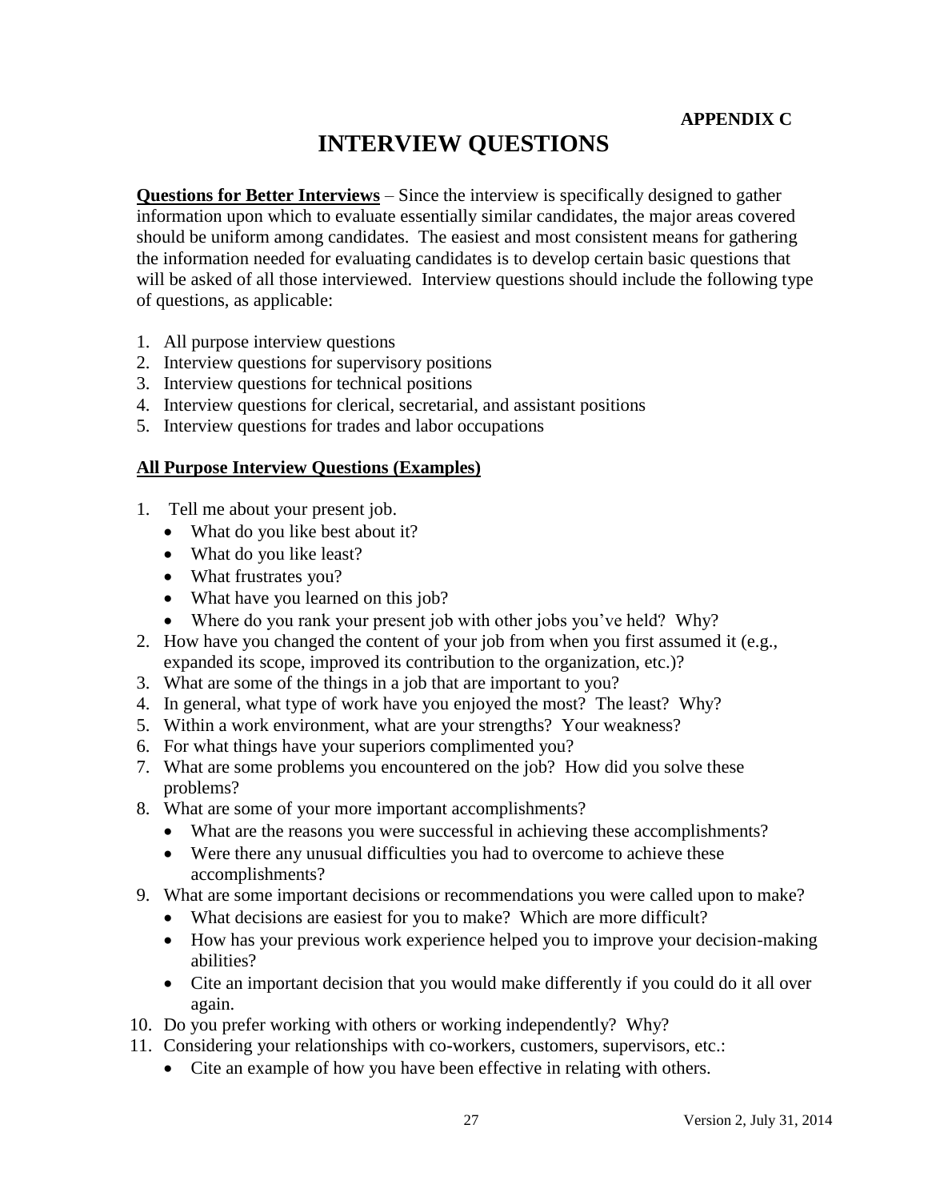**APPENDIX C**

# INTERVIEW QUESTIONS

**Questions for Better Interviews** – Since the interview is specifically designed to gather information upon which to evaluate essentially similar candidates, the major areas covered should be uniform among candidates. The easiest and most consistent means for gathering the information needed for evaluating candidates is to develop certain basic questions that will be asked of all those interviewed. Interview questions should include the following type of questions, as applicable:

1. All purpose interview questions
2. Interview questions for supervisory positions
3. Interview questions for technical positions
4. Interview questions for clerical, secretarial, and assistant positions
5. Interview questions for trades and labor occupations

**All Purpose Interview Questions (Examples)**

1. Tell me about your present job.
   - What do you like best about it?
   - What do you like least?
   - What frustrates you?
   - What have you learned on this job?
   - Where do you rank your present job with other jobs you've held? Why?
2. How have you changed the content of your job from when you first assumed it (e.g., expanded its scope, improved its contribution to the organization, etc.)?
3. What are some of the things in a job that are important to you?
4. In general, what type of work have you enjoyed the most? The least? Why?
5. Within a work environment, what are your strengths? Your weakness?
6. For what things have your superiors complimented you?
7. What are some problems you encountered on the job? How did you solve these problems?
8. What are some of your more important accomplishments?
   - What are the reasons you were successful in achieving these accomplishments?
   - Were there any unusual difficulties you had to overcome to achieve these accomplishments?
9. What are some important decisions or recommendations you were called upon to make?
   - What decisions are easiest for you to make? Which are more difficult?
   - How has your previous work experience helped you to improve your decision-making abilities?
   - Cite an important decision that you would make differently if you could do it all over again.
10. Do you prefer working with others or working independently? Why?
11. Considering your relationships with co-workers, customers, supervisors, etc.:
    - Cite an example of how you have been effective in relating with others.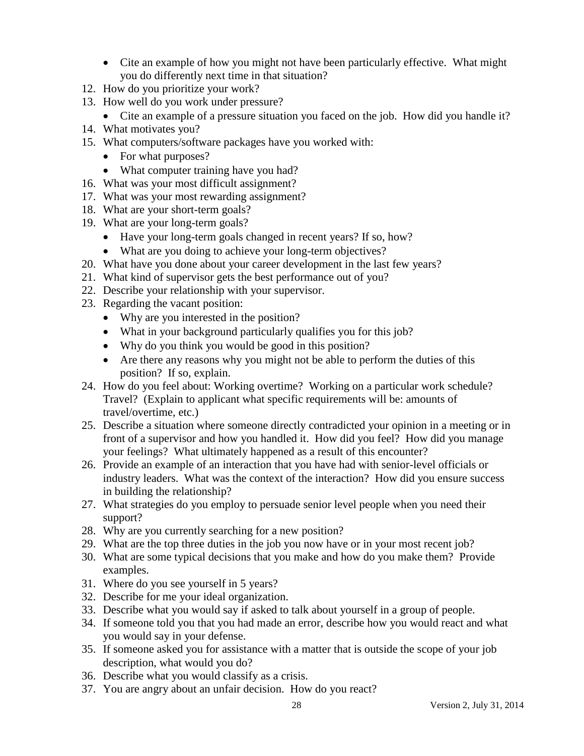- Cite an example of how you might not have been particularly effective. What might you do differently next time in that situation?

12. How do you prioritize your work?
13. How well do you work under pressure?
    - Cite an example of a pressure situation you faced on the job. How did you handle it?
14. What motivates you?
15. What computers/software packages have you worked with:
    - For what purposes?
    - What computer training have you had?
16. What was your most difficult assignment?
17. What was your most rewarding assignment?
18. What are your short-term goals?
19. What are your long-term goals?
    - Have your long-term goals changed in recent years? If so, how?
    - What are you doing to achieve your long-term objectives?
20. What have you done about your career development in the last few years?
21. What kind of supervisor gets the best performance out of you?
22. Describe your relationship with your supervisor.
23. Regarding the vacant position:
    - Why are you interested in the position?
    - What in your background particularly qualifies you for this job?
    - Why do you think you would be good in this position?
    - Are there any reasons why you might not be able to perform the duties of this position? If so, explain.
24. How do you feel about: Working overtime? Working on a particular work schedule? Travel? (Explain to applicant what specific requirements will be: amounts of travel/overtime, etc.)
25. Describe a situation where someone directly contradicted your opinion in a meeting or in front of a supervisor and how you handled it. How did you feel? How did you manage your feelings? What ultimately happened as a result of this encounter?
26. Provide an example of an interaction that you have had with senior-level officials or industry leaders. What was the context of the interaction? How did you ensure success in building the relationship?
27. What strategies do you employ to persuade senior level people when you need their support?
28. Why are you currently searching for a new position?
29. What are the top three duties in the job you now have or in your most recent job?
30. What are some typical decisions that you make and how do you make them? Provide examples.
31. Where do you see yourself in 5 years?
32. Describe for me your ideal organization.
33. Describe what you would say if asked to talk about yourself in a group of people.
34. If someone told you that you had made an error, describe how you would react and what you would say in your defense.
35. If someone asked you for assistance with a matter that is outside the scope of your job description, what would you do?
36. Describe what you would classify as a crisis.
37. You are angry about an unfair decision. How do you react?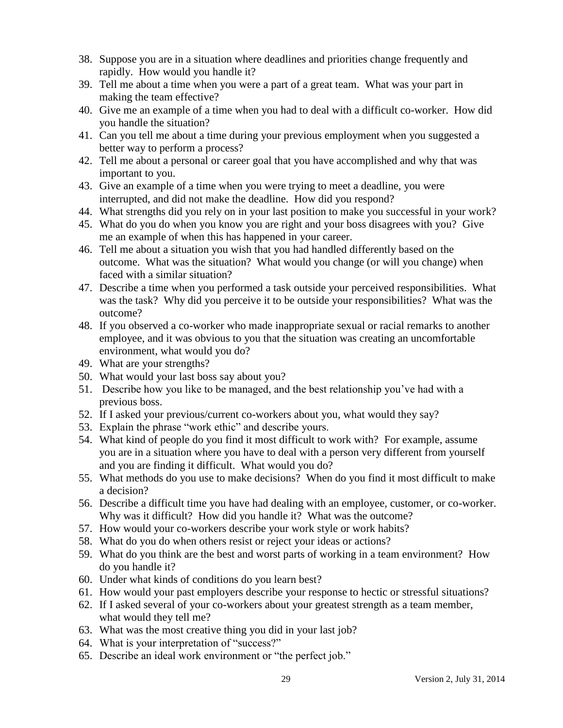38. Suppose you are in a situation where deadlines and priorities change frequently and rapidly. How would you handle it?
39. Tell me about a time when you were a part of a great team. What was your part in making the team effective?
40. Give me an example of a time when you had to deal with a difficult co-worker. How did you handle the situation?
41. Can you tell me about a time during your previous employment when you suggested a better way to perform a process?
42. Tell me about a personal or career goal that you have accomplished and why that was important to you.
43. Give an example of a time when you were trying to meet a deadline, you were interrupted, and did not make the deadline. How did you respond?
44. What strengths did you rely on in your last position to make you successful in your work?
45. What do you do when you know you are right and your boss disagrees with you? Give me an example of when this has happened in your career.
46. Tell me about a situation you wish that you had handled differently based on the outcome. What was the situation? What would you change (or will you change) when faced with a similar situation?
47. Describe a time when you performed a task outside your perceived responsibilities. What was the task? Why did you perceive it to be outside your responsibilities? What was the outcome?
48. If you observed a co-worker who made inappropriate sexual or racial remarks to another employee, and it was obvious to you that the situation was creating an uncomfortable environment, what would you do?
49. What are your strengths?
50. What would your last boss say about you?
51. Describe how you like to be managed, and the best relationship you've had with a previous boss.
52. If I asked your previous/current co-workers about you, what would they say?
53. Explain the phrase "work ethic" and describe yours.
54. What kind of people do you find it most difficult to work with? For example, assume you are in a situation where you have to deal with a person very different from yourself and you are finding it difficult. What would you do?
55. What methods do you use to make decisions? When do you find it most difficult to make a decision?
56. Describe a difficult time you have had dealing with an employee, customer, or co-worker. Why was it difficult? How did you handle it? What was the outcome?
57. How would your co-workers describe your work style or work habits?
58. What do you do when others resist or reject your ideas or actions?
59. What do you think are the best and worst parts of working in a team environment? How do you handle it?
60. Under what kinds of conditions do you learn best?
61. How would your past employers describe your response to hectic or stressful situations?
62. If I asked several of your co-workers about your greatest strength as a team member, what would they tell me?
63. What was the most creative thing you did in your last job?
64. What is your interpretation of "success?"
65. Describe an ideal work environment or "the perfect job."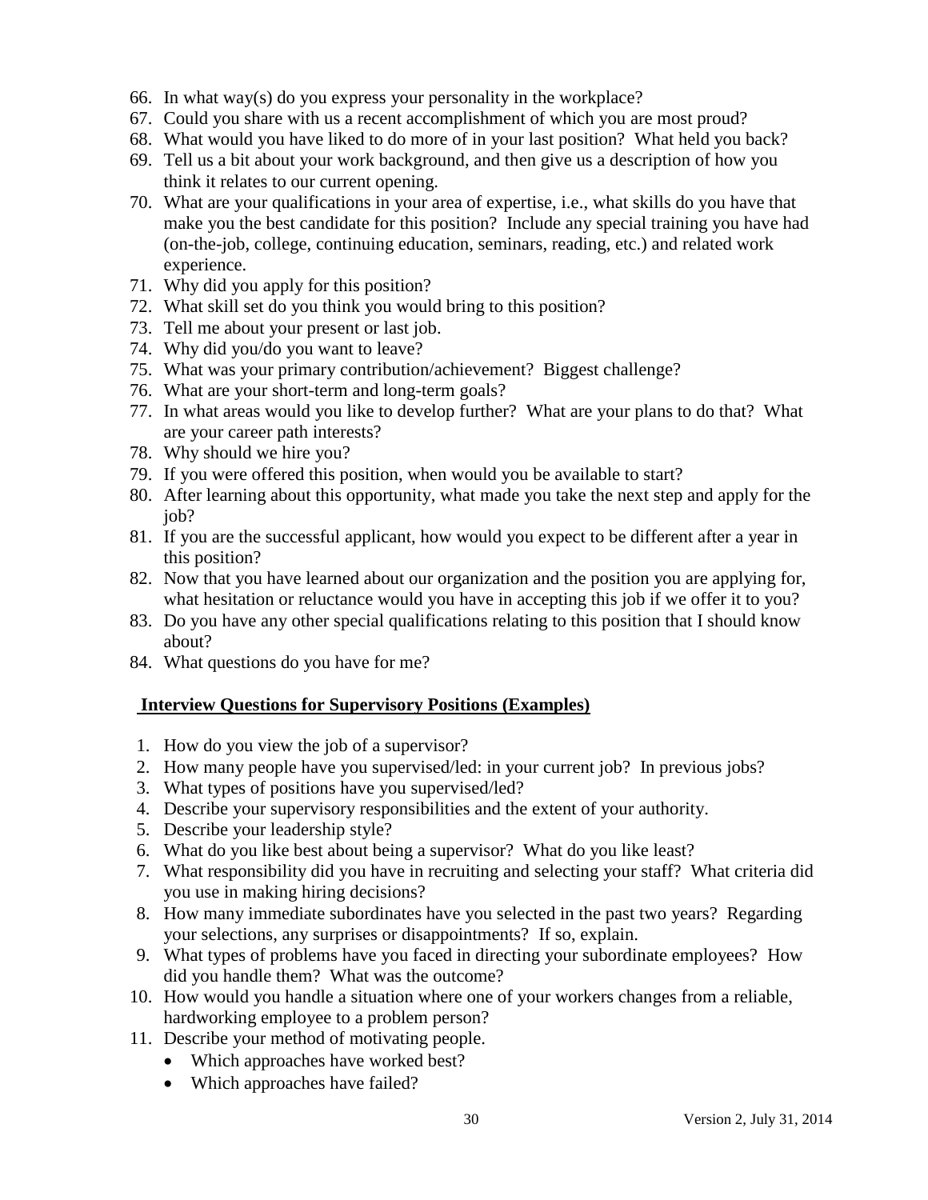66. In what way(s) do you express your personality in the workplace?
67. Could you share with us a recent accomplishment of which you are most proud?
68. What would you have liked to do more of in your last position? What held you back?
69. Tell us a bit about your work background, and then give us a description of how you think it relates to our current opening.
70. What are your qualifications in your area of expertise, i.e., what skills do you have that make you the best candidate for this position? Include any special training you have had (on-the-job, college, continuing education, seminars, reading, etc.) and related work experience.
71. Why did you apply for this position?
72. What skill set do you think you would bring to this position?
73. Tell me about your present or last job.
74. Why did you/do you want to leave?
75. What was your primary contribution/achievement? Biggest challenge?
76. What are your short-term and long-term goals?
77. In what areas would you like to develop further? What are your plans to do that? What are your career path interests?
78. Why should we hire you?
79. If you were offered this position, when would you be available to start?
80. After learning about this opportunity, what made you take the next step and apply for the job?
81. If you are the successful applicant, how would you expect to be different after a year in this position?
82. Now that you have learned about our organization and the position you are applying for, what hesitation or reluctance would you have in accepting this job if we offer it to you?
83. Do you have any other special qualifications relating to this position that I should know about?
84. What questions do you have for me?

## Interview Questions for Supervisory Positions (Examples)

1. How do you view the job of a supervisor?
2. How many people have you supervised/led: in your current job? In previous jobs?
3. What types of positions have you supervised/led?
4. Describe your supervisory responsibilities and the extent of your authority.
5. Describe your leadership style?
6. What do you like best about being a supervisor? What do you like least?
7. What responsibility did you have in recruiting and selecting your staff? What criteria did you use in making hiring decisions?
8. How many immediate subordinates have you selected in the past two years? Regarding your selections, any surprises or disappointments? If so, explain.
9. What types of problems have you faced in directing your subordinate employees? How did you handle them? What was the outcome?
10. How would you handle a situation where one of your workers changes from a reliable, hardworking employee to a problem person?
11. Describe your method of motivating people.
    - Which approaches have worked best?
    - Which approaches have failed?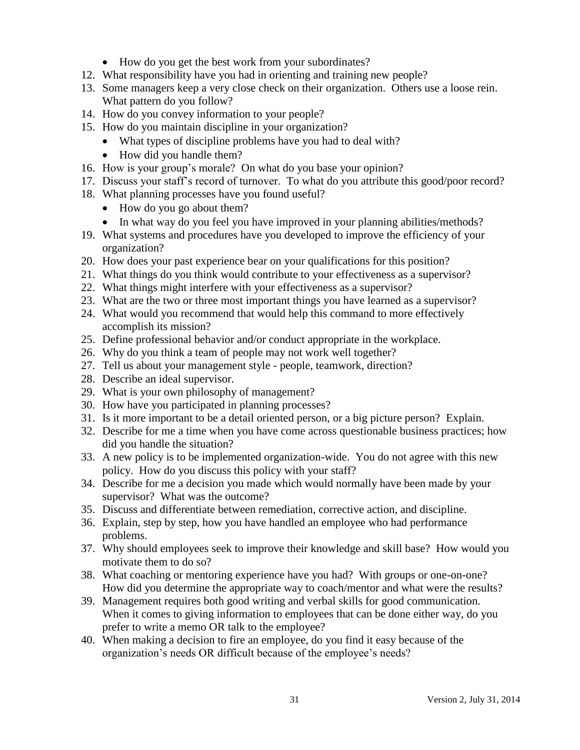- How do you get the best work from your subordinates?

12. What responsibility have you had in orienting and training new people?
13. Some managers keep a very close check on their organization. Others use a loose rein. What pattern do you follow?
14. How do you convey information to your people?
15. How do you maintain discipline in your organization?
    - What types of discipline problems have you had to deal with?
    - How did you handle them?
16. How is your group's morale? On what do you base your opinion?
17. Discuss your staff's record of turnover. To what do you attribute this good/poor record?
18. What planning processes have you found useful?
    - How do you go about them?
    - In what way do you feel you have improved in your planning abilities/methods?
19. What systems and procedures have you developed to improve the efficiency of your organization?
20. How does your past experience bear on your qualifications for this position?
21. What things do you think would contribute to your effectiveness as a supervisor?
22. What things might interfere with your effectiveness as a supervisor?
23. What are the two or three most important things you have learned as a supervisor?
24. What would you recommend that would help this command to more effectively accomplish its mission?
25. Define professional behavior and/or conduct appropriate in the workplace.
26. Why do you think a team of people may not work well together?
27. Tell us about your management style - people, teamwork, direction?
28. Describe an ideal supervisor.
29. What is your own philosophy of management?
30. How have you participated in planning processes?
31. Is it more important to be a detail oriented person, or a big picture person? Explain.
32. Describe for me a time when you have come across questionable business practices; how did you handle the situation?
33. A new policy is to be implemented organization-wide. You do not agree with this new policy. How do you discuss this policy with your staff?
34. Describe for me a decision you made which would normally have been made by your supervisor? What was the outcome?
35. Discuss and differentiate between remediation, corrective action, and discipline.
36. Explain, step by step, how you have handled an employee who had performance problems.
37. Why should employees seek to improve their knowledge and skill base? How would you motivate them to do so?
38. What coaching or mentoring experience have you had? With groups or one-on-one? How did you determine the appropriate way to coach/mentor and what were the results?
39. Management requires both good writing and verbal skills for good communication. When it comes to giving information to employees that can be done either way, do you prefer to write a memo OR talk to the employee?
40. When making a decision to fire an employee, do you find it easy because of the organization's needs OR difficult because of the employee's needs?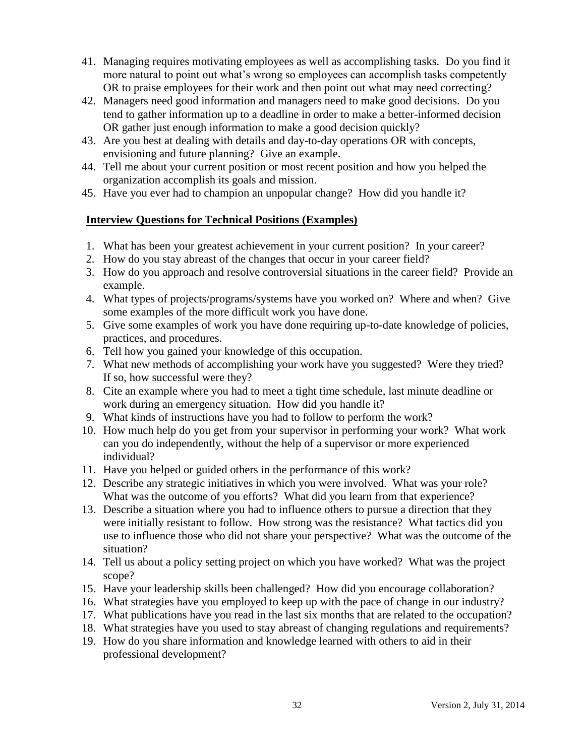41. Managing requires motivating employees as well as accomplishing tasks. Do you find it more natural to point out what's wrong so employees can accomplish tasks competently OR to praise employees for their work and then point out what may need correcting?
42. Managers need good information and managers need to make good decisions. Do you tend to gather information up to a deadline in order to make a better-informed decision OR gather just enough information to make a good decision quickly?
43. Are you best at dealing with details and day-to-day operations OR with concepts, envisioning and future planning? Give an example.
44. Tell me about your current position or most recent position and how you helped the organization accomplish its goals and mission.
45. Have you ever had to champion an unpopular change? How did you handle it?

**Interview Questions for Technical Positions (Examples)**

1. What has been your greatest achievement in your current position? In your career?
2. How do you stay abreast of the changes that occur in your career field?
3. How do you approach and resolve controversial situations in the career field? Provide an example.
4. What types of projects/programs/systems have you worked on? Where and when? Give some examples of the more difficult work you have done.
5. Give some examples of work you have done requiring up-to-date knowledge of policies, practices, and procedures.
6. Tell how you gained your knowledge of this occupation.
7. What new methods of accomplishing your work have you suggested? Were they tried? If so, how successful were they?
8. Cite an example where you had to meet a tight time schedule, last minute deadline or work during an emergency situation. How did you handle it?
9. What kinds of instructions have you had to follow to perform the work?
10. How much help do you get from your supervisor in performing your work? What work can you do independently, without the help of a supervisor or more experienced individual?
11. Have you helped or guided others in the performance of this work?
12. Describe any strategic initiatives in which you were involved. What was your role? What was the outcome of you efforts? What did you learn from that experience?
13. Describe a situation where you had to influence others to pursue a direction that they were initially resistant to follow. How strong was the resistance? What tactics did you use to influence those who did not share your perspective? What was the outcome of the situation?
14. Tell us about a policy setting project on which you have worked? What was the project scope?
15. Have your leadership skills been challenged? How did you encourage collaboration?
16. What strategies have you employed to keep up with the pace of change in our industry?
17. What publications have you read in the last six months that are related to the occupation?
18. What strategies have you used to stay abreast of changing regulations and requirements?
19. How do you share information and knowledge learned with others to aid in their professional development?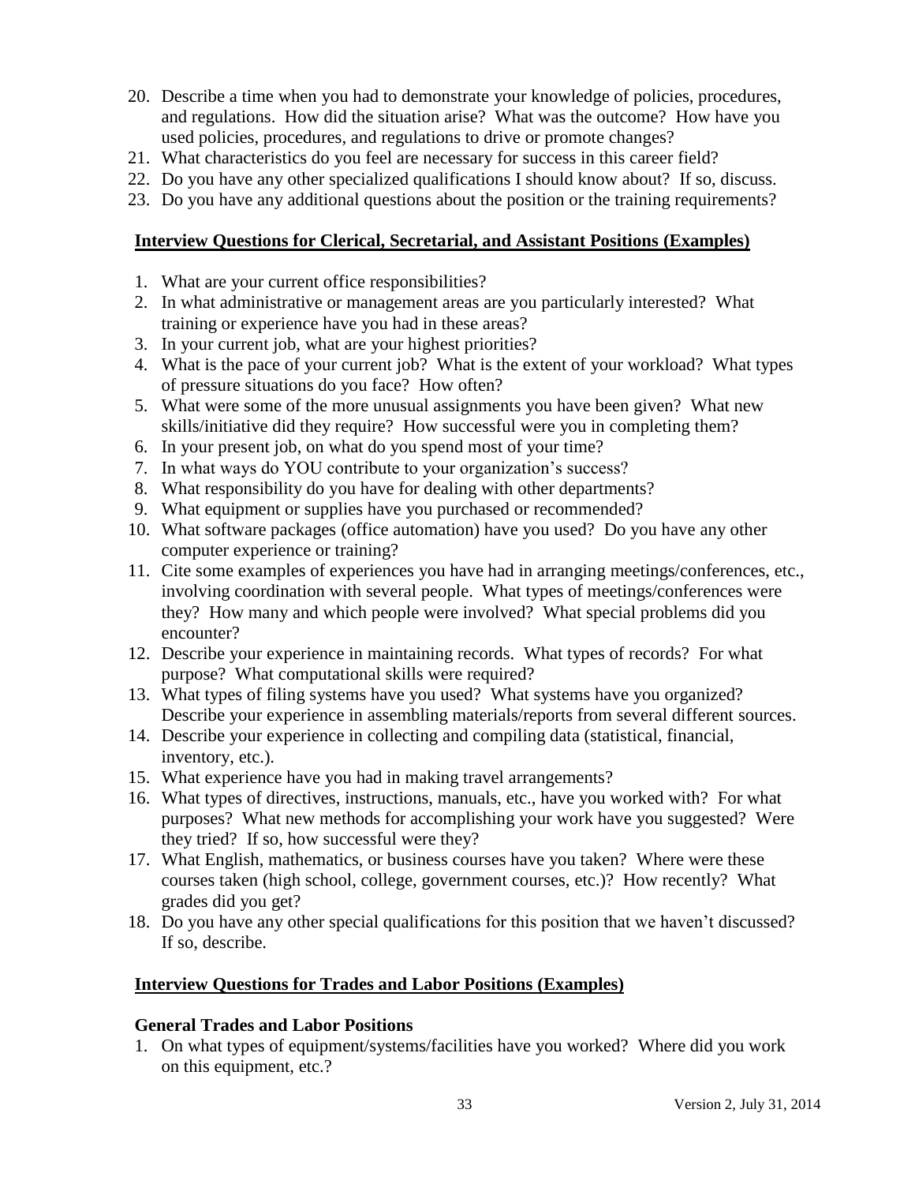20. Describe a time when you had to demonstrate your knowledge of policies, procedures, and regulations. How did the situation arise? What was the outcome? How have you used policies, procedures, and regulations to drive or promote changes?
21. What characteristics do you feel are necessary for success in this career field?
22. Do you have any other specialized qualifications I should know about? If so, discuss.
23. Do you have any additional questions about the position or the training requirements?

## Interview Questions for Clerical, Secretarial, and Assistant Positions (Examples)

1. What are your current office responsibilities?
2. In what administrative or management areas are you particularly interested? What training or experience have you had in these areas?
3. In your current job, what are your highest priorities?
4. What is the pace of your current job? What is the extent of your workload? What types of pressure situations do you face? How often?
5. What were some of the more unusual assignments you have been given? What new skills/initiative did they require? How successful were you in completing them?
6. In your present job, on what do you spend most of your time?
7. In what ways do YOU contribute to your organization's success?
8. What responsibility do you have for dealing with other departments?
9. What equipment or supplies have you purchased or recommended?
10. What software packages (office automation) have you used? Do you have any other computer experience or training?
11. Cite some examples of experiences you have had in arranging meetings/conferences, etc., involving coordination with several people. What types of meetings/conferences were they? How many and which people were involved? What special problems did you encounter?
12. Describe your experience in maintaining records. What types of records? For what purpose? What computational skills were required?
13. What types of filing systems have you used? What systems have you organized? Describe your experience in assembling materials/reports from several different sources.
14. Describe your experience in collecting and compiling data (statistical, financial, inventory, etc.).
15. What experience have you had in making travel arrangements?
16. What types of directives, instructions, manuals, etc., have you worked with? For what purposes? What new methods for accomplishing your work have you suggested? Were they tried? If so, how successful were they?
17. What English, mathematics, or business courses have you taken? Where were these courses taken (high school, college, government courses, etc.)? How recently? What grades did you get?
18. Do you have any other special qualifications for this position that we haven't discussed? If so, describe.

## Interview Questions for Trades and Labor Positions (Examples)

### General Trades and Labor Positions

1. On what types of equipment/systems/facilities have you worked? Where did you work on this equipment, etc.?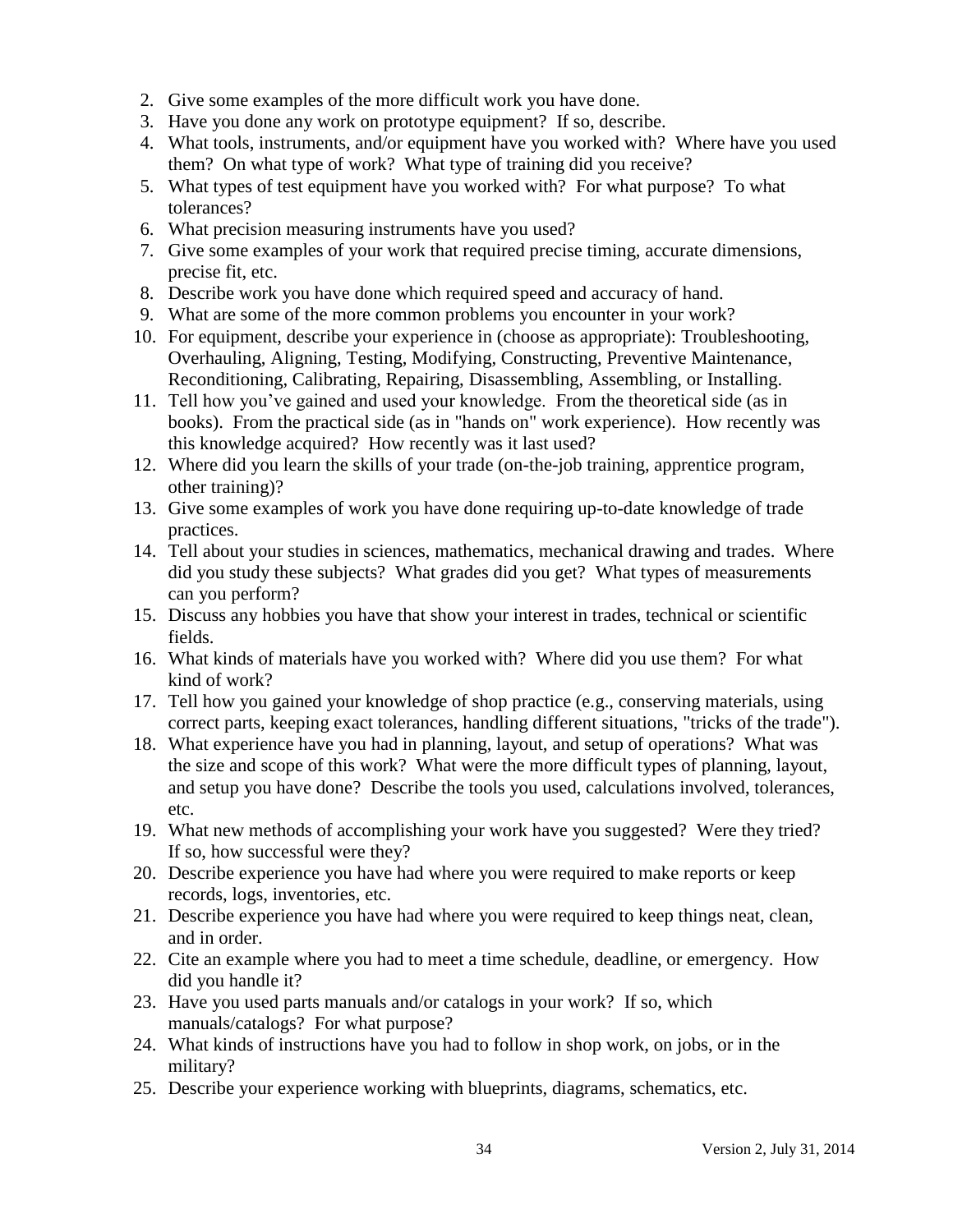2. Give some examples of the more difficult work you have done.
3. Have you done any work on prototype equipment? If so, describe.
4. What tools, instruments, and/or equipment have you worked with? Where have you used them? On what type of work? What type of training did you receive?
5. What types of test equipment have you worked with? For what purpose? To what tolerances?
6. What precision measuring instruments have you used?
7. Give some examples of your work that required precise timing, accurate dimensions, precise fit, etc.
8. Describe work you have done which required speed and accuracy of hand.
9. What are some of the more common problems you encounter in your work?
10. For equipment, describe your experience in (choose as appropriate): Troubleshooting, Overhauling, Aligning, Testing, Modifying, Constructing, Preventive Maintenance, Reconditioning, Calibrating, Repairing, Disassembling, Assembling, or Installing.
11. Tell how you've gained and used your knowledge. From the theoretical side (as in books). From the practical side (as in "hands on" work experience). How recently was this knowledge acquired? How recently was it last used?
12. Where did you learn the skills of your trade (on-the-job training, apprentice program, other training)?
13. Give some examples of work you have done requiring up-to-date knowledge of trade practices.
14. Tell about your studies in sciences, mathematics, mechanical drawing and trades. Where did you study these subjects? What grades did you get? What types of measurements can you perform?
15. Discuss any hobbies you have that show your interest in trades, technical or scientific fields.
16. What kinds of materials have you worked with? Where did you use them? For what kind of work?
17. Tell how you gained your knowledge of shop practice (e.g., conserving materials, using correct parts, keeping exact tolerances, handling different situations, "tricks of the trade").
18. What experience have you had in planning, layout, and setup of operations? What was the size and scope of this work? What were the more difficult types of planning, layout, and setup you have done? Describe the tools you used, calculations involved, tolerances, etc.
19. What new methods of accomplishing your work have you suggested? Were they tried? If so, how successful were they?
20. Describe experience you have had where you were required to make reports or keep records, logs, inventories, etc.
21. Describe experience you have had where you were required to keep things neat, clean, and in order.
22. Cite an example where you had to meet a time schedule, deadline, or emergency. How did you handle it?
23. Have you used parts manuals and/or catalogs in your work? If so, which manuals/catalogs? For what purpose?
24. What kinds of instructions have you had to follow in shop work, on jobs, or in the military?
25. Describe your experience working with blueprints, diagrams, schematics, etc.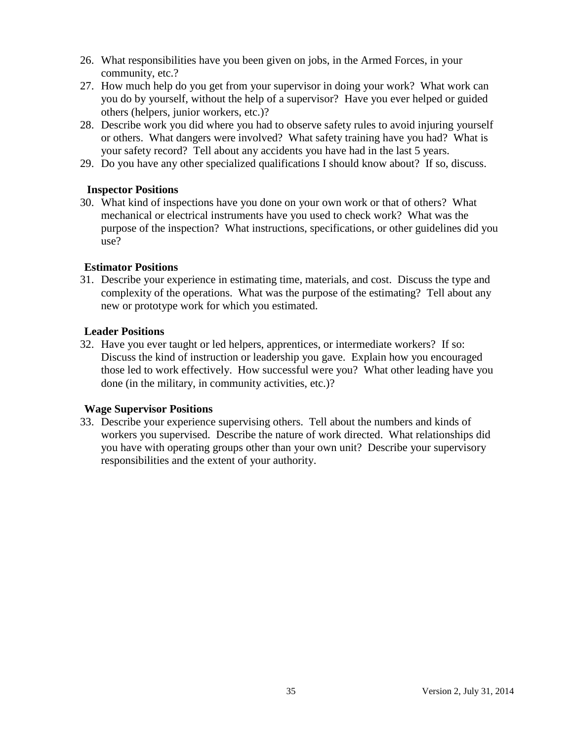26. What responsibilities have you been given on jobs, in the Armed Forces, in your community, etc.?
27. How much help do you get from your supervisor in doing your work? What work can you do by yourself, without the help of a supervisor? Have you ever helped or guided others (helpers, junior workers, etc.)?
28. Describe work you did where you had to observe safety rules to avoid injuring yourself or others. What dangers were involved? What safety training have you had? What is your safety record? Tell about any accidents you have had in the last 5 years.
29. Do you have any other specialized qualifications I should know about? If so, discuss.

**Inspector Positions**

30. What kind of inspections have you done on your own work or that of others? What mechanical or electrical instruments have you used to check work? What was the purpose of the inspection? What instructions, specifications, or other guidelines did you use?

**Estimator Positions**

31. Describe your experience in estimating time, materials, and cost. Discuss the type and complexity of the operations. What was the purpose of the estimating? Tell about any new or prototype work for which you estimated.

**Leader Positions**

32. Have you ever taught or led helpers, apprentices, or intermediate workers? If so: Discuss the kind of instruction or leadership you gave. Explain how you encouraged those led to work effectively. How successful were you? What other leading have you done (in the military, in community activities, etc.)?

**Wage Supervisor Positions**

33. Describe your experience supervising others. Tell about the numbers and kinds of workers you supervised. Describe the nature of work directed. What relationships did you have with operating groups other than your own unit? Describe your supervisory responsibilities and the extent of your authority.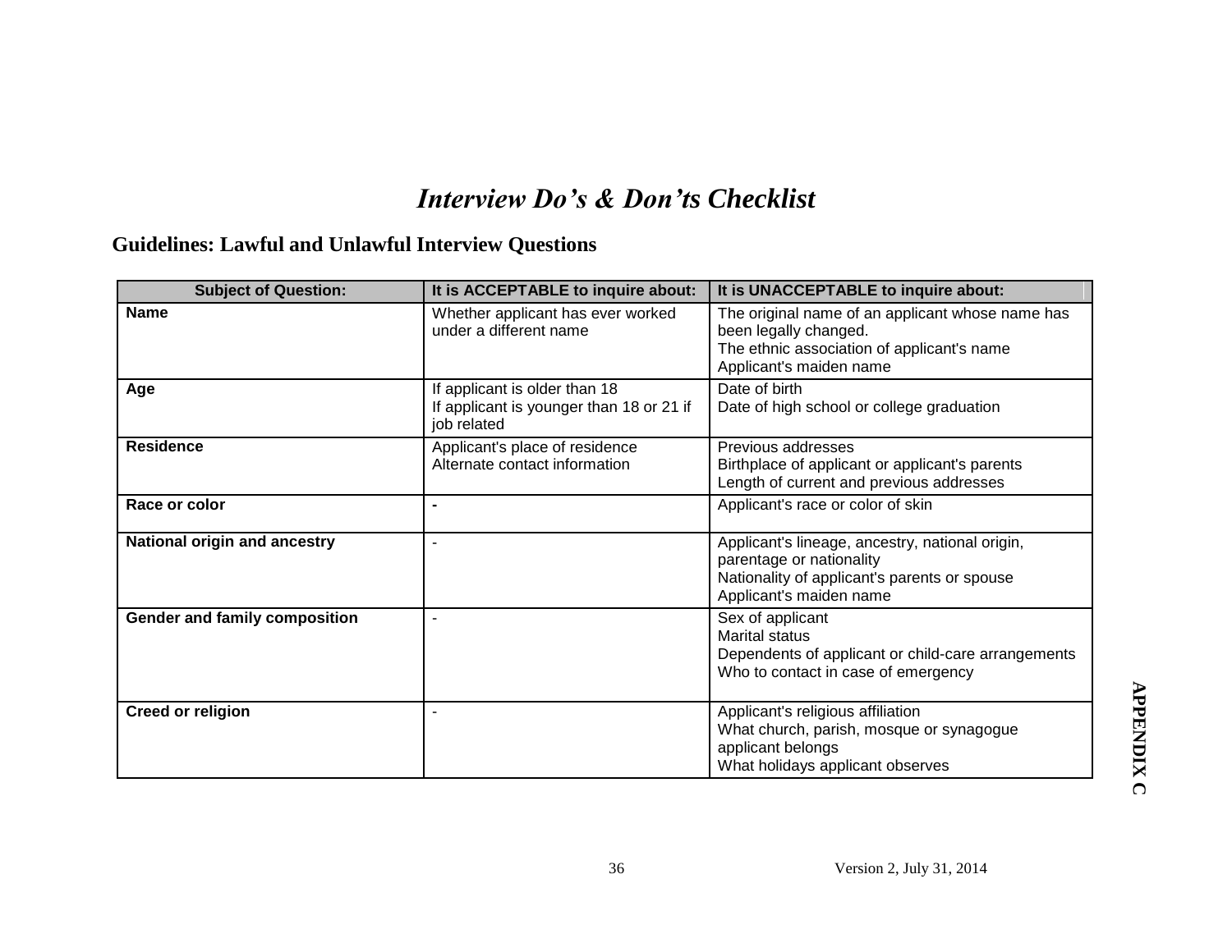# *Interview Do's & Don'ts Checklist*

## Guidelines: Lawful and Unlawful Interview Questions

| Subject of Question: | It is ACCEPTABLE to inquire about: | It is UNACCEPTABLE to inquire about: |
|---|---|---|
| **Name** | Whether applicant has ever worked under a different name | The original name of an applicant whose name has been legally changed.<br>The ethnic association of applicant's name<br>Applicant's maiden name |
| **Age** | If applicant is older than 18<br>If applicant is younger than 18 or 21 if job related | Date of birth<br>Date of high school or college graduation |
| **Residence** | Applicant's place of residence<br>Alternate contact information | Previous addresses<br>Birthplace of applicant or applicant's parents<br>Length of current and previous addresses |
| **Race or color** | - | Applicant's race or color of skin |
| **National origin and ancestry** | - | Applicant's lineage, ancestry, national origin, parentage or nationality<br>Nationality of applicant's parents or spouse<br>Applicant's maiden name |
| **Gender and family composition** | - | Sex of applicant<br>Marital status<br>Dependents of applicant or child-care arrangements<br>Who to contact in case of emergency |
| **Creed or religion** | - | Applicant's religious affiliation<br>What church, parish, mosque or synagogue applicant belongs<br>What holidays applicant observes |

**APPENDIX C**

Version 2, July 31, 2014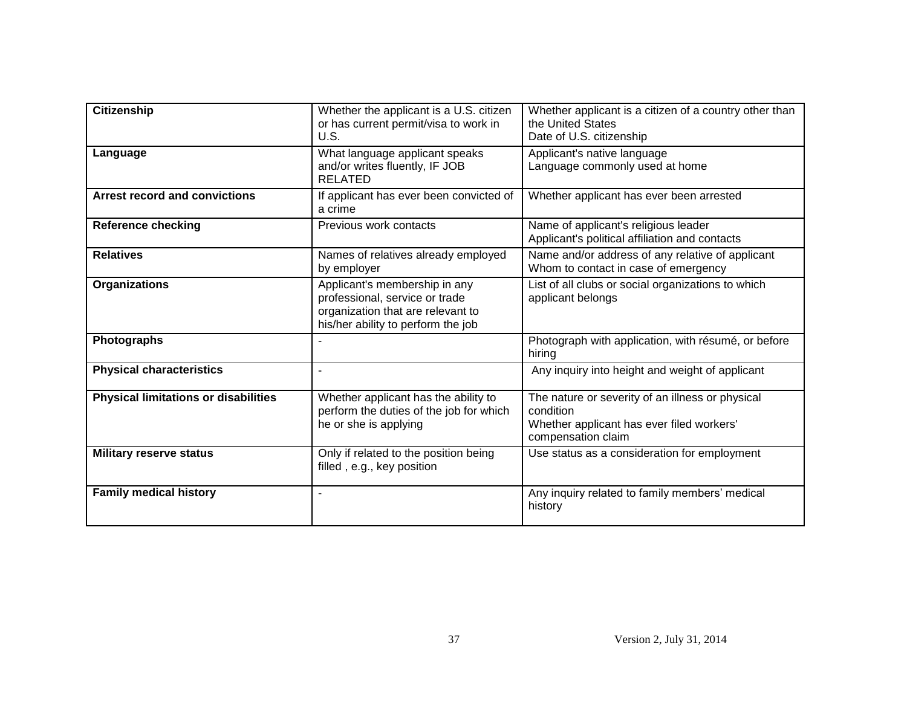| **Citizenship** | Whether the applicant is a U.S. citizen or has current permit/visa to work in U.S. | Whether applicant is a citizen of a country other than the United States<br>Date of U.S. citizenship |
|---|---|---|
| **Language** | What language applicant speaks and/or writes fluently, IF JOB RELATED | Applicant's native language<br>Language commonly used at home |
| **Arrest record and convictions** | If applicant has ever been convicted of a crime | Whether applicant has ever been arrested |
| **Reference checking** | Previous work contacts | Name of applicant's religious leader<br>Applicant's political affiliation and contacts |
| **Relatives** | Names of relatives already employed by employer | Name and/or address of any relative of applicant<br>Whom to contact in case of emergency |
| **Organizations** | Applicant's membership in any professional, service or trade organization that are relevant to his/her ability to perform the job | List of all clubs or social organizations to which applicant belongs |
| **Photographs** | - | Photograph with application, with résumé, or before hiring |
| **Physical characteristics** | - | Any inquiry into height and weight of applicant |
| **Physical limitations or disabilities** | Whether applicant has the ability to perform the duties of the job for which he or she is applying | The nature or severity of an illness or physical condition<br>Whether applicant has ever filed workers' compensation claim |
| **Military reserve status** | Only if related to the position being filled , e.g., key position | Use status as a consideration for employment |
| **Family medical history** | - | Any inquiry related to family members' medical history |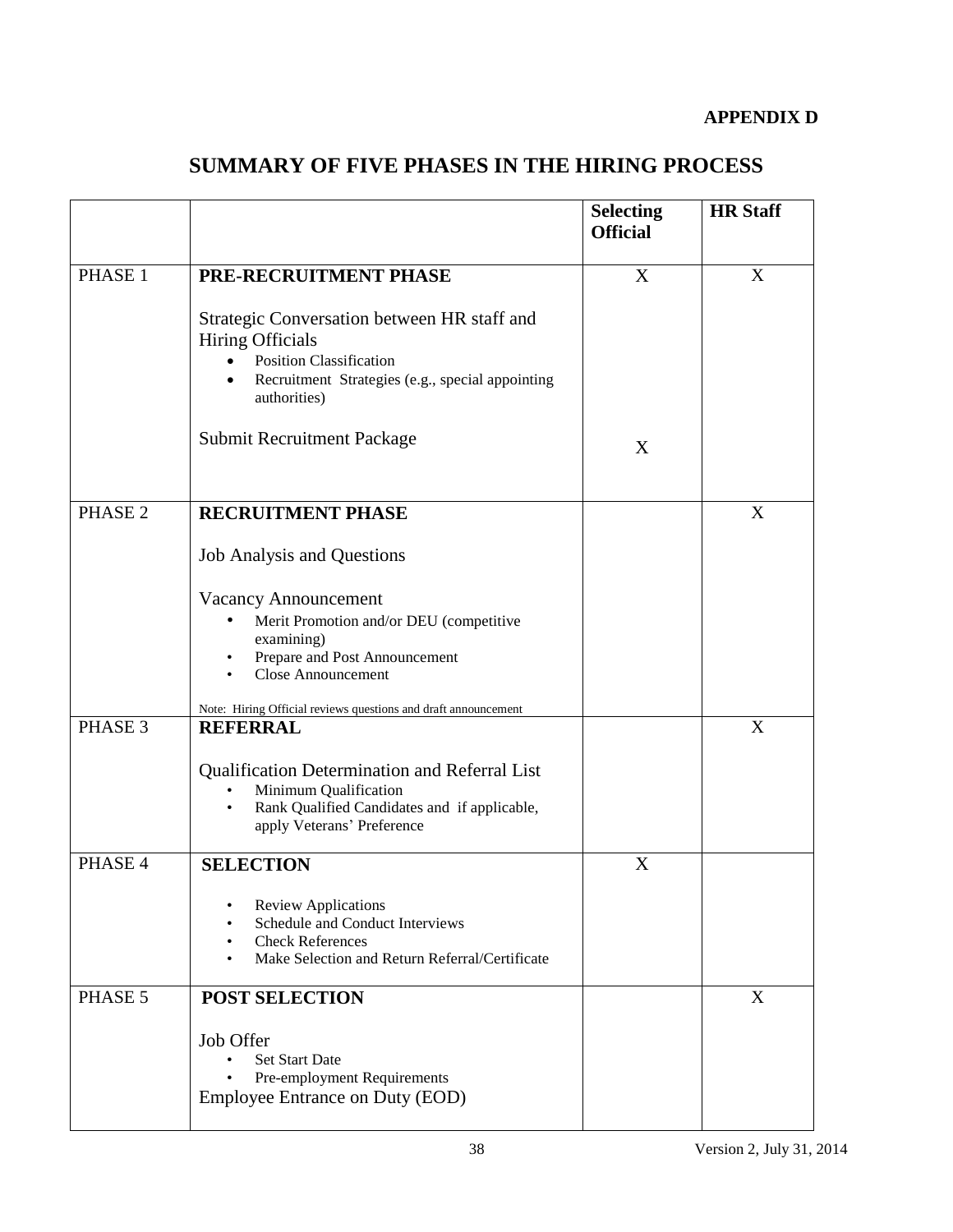**APPENDIX D**

# SUMMARY OF FIVE PHASES IN THE HIRING PROCESS

| | | **Selecting Official** | **HR Staff** |
|---|---|---|---|
| PHASE 1 | **PRE-RECRUITMENT PHASE**<br><br>Strategic Conversation between HR staff and Hiring Officials<br>• Position Classification<br>• Recruitment Strategies (e.g., special appointing authorities)<br><br>Submit Recruitment Package | X<br><br><br><br><br><br>X | X |
| PHASE 2 | **RECRUITMENT PHASE**<br><br>Job Analysis and Questions<br><br>Vacancy Announcement<br>• Merit Promotion and/or DEU (competitive examining)<br>• Prepare and Post Announcement<br>• Close Announcement<br><br>Note: Hiring Official reviews questions and draft announcement | | X |
| PHASE 3 | **REFERRAL**<br><br>Qualification Determination and Referral List<br>• Minimum Qualification<br>• Rank Qualified Candidates and if applicable, apply Veterans' Preference | | X |
| PHASE 4 | **SELECTION**<br><br>• Review Applications<br>• Schedule and Conduct Interviews<br>• Check References<br>• Make Selection and Return Referral/Certificate | X | |
| PHASE 5 | **POST SELECTION**<br><br>Job Offer<br>• Set Start Date<br>• Pre-employment Requirements<br>Employee Entrance on Duty (EOD) | | X |

Version 2, July 31, 2014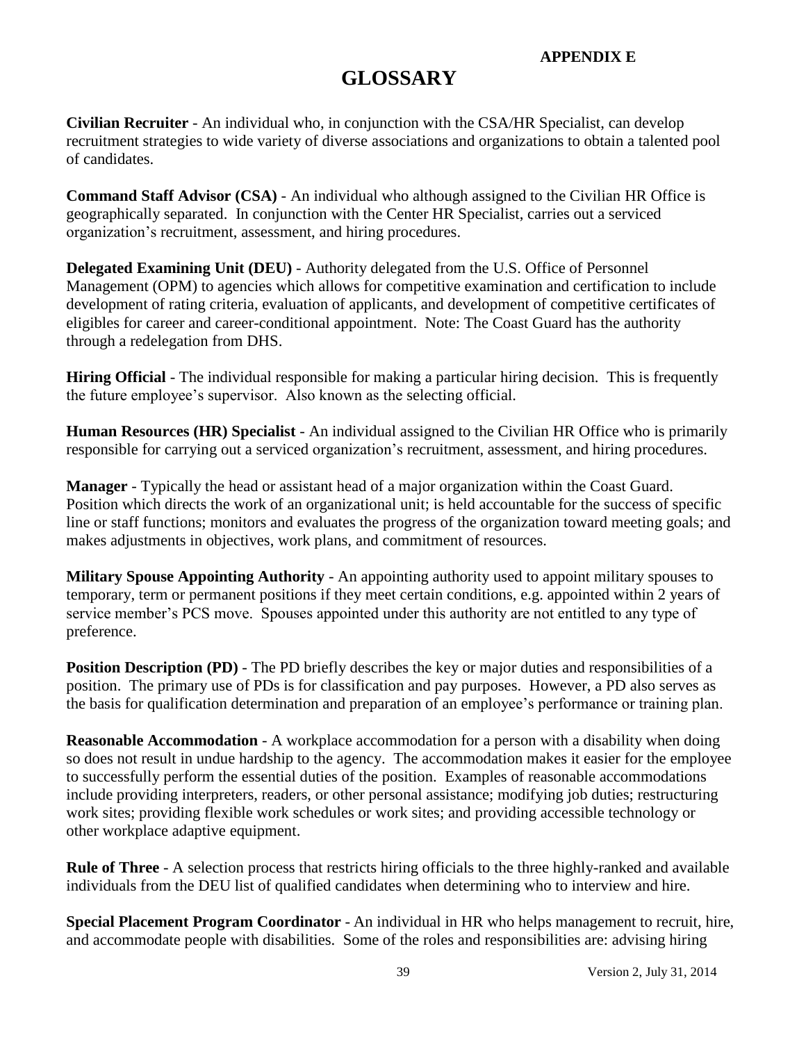**APPENDIX E**

# GLOSSARY

**Civilian Recruiter** - An individual who, in conjunction with the CSA/HR Specialist, can develop recruitment strategies to wide variety of diverse associations and organizations to obtain a talented pool of candidates.

**Command Staff Advisor (CSA)** - An individual who although assigned to the Civilian HR Office is geographically separated. In conjunction with the Center HR Specialist, carries out a serviced organization's recruitment, assessment, and hiring procedures.

**Delegated Examining Unit (DEU)** - Authority delegated from the U.S. Office of Personnel Management (OPM) to agencies which allows for competitive examination and certification to include development of rating criteria, evaluation of applicants, and development of competitive certificates of eligibles for career and career-conditional appointment. Note: The Coast Guard has the authority through a redelegation from DHS.

**Hiring Official** - The individual responsible for making a particular hiring decision. This is frequently the future employee's supervisor. Also known as the selecting official.

**Human Resources (HR) Specialist** - An individual assigned to the Civilian HR Office who is primarily responsible for carrying out a serviced organization's recruitment, assessment, and hiring procedures.

**Manager** - Typically the head or assistant head of a major organization within the Coast Guard. Position which directs the work of an organizational unit; is held accountable for the success of specific line or staff functions; monitors and evaluates the progress of the organization toward meeting goals; and makes adjustments in objectives, work plans, and commitment of resources.

**Military Spouse Appointing Authority** - An appointing authority used to appoint military spouses to temporary, term or permanent positions if they meet certain conditions, e.g. appointed within 2 years of service member's PCS move. Spouses appointed under this authority are not entitled to any type of preference.

**Position Description (PD)** - The PD briefly describes the key or major duties and responsibilities of a position. The primary use of PDs is for classification and pay purposes. However, a PD also serves as the basis for qualification determination and preparation of an employee's performance or training plan.

**Reasonable Accommodation** - A workplace accommodation for a person with a disability when doing so does not result in undue hardship to the agency. The accommodation makes it easier for the employee to successfully perform the essential duties of the position. Examples of reasonable accommodations include providing interpreters, readers, or other personal assistance; modifying job duties; restructuring work sites; providing flexible work schedules or work sites; and providing accessible technology or other workplace adaptive equipment.

**Rule of Three** - A selection process that restricts hiring officials to the three highly-ranked and available individuals from the DEU list of qualified candidates when determining who to interview and hire.

**Special Placement Program Coordinator** - An individual in HR who helps management to recruit, hire, and accommodate people with disabilities. Some of the roles and responsibilities are: advising hiring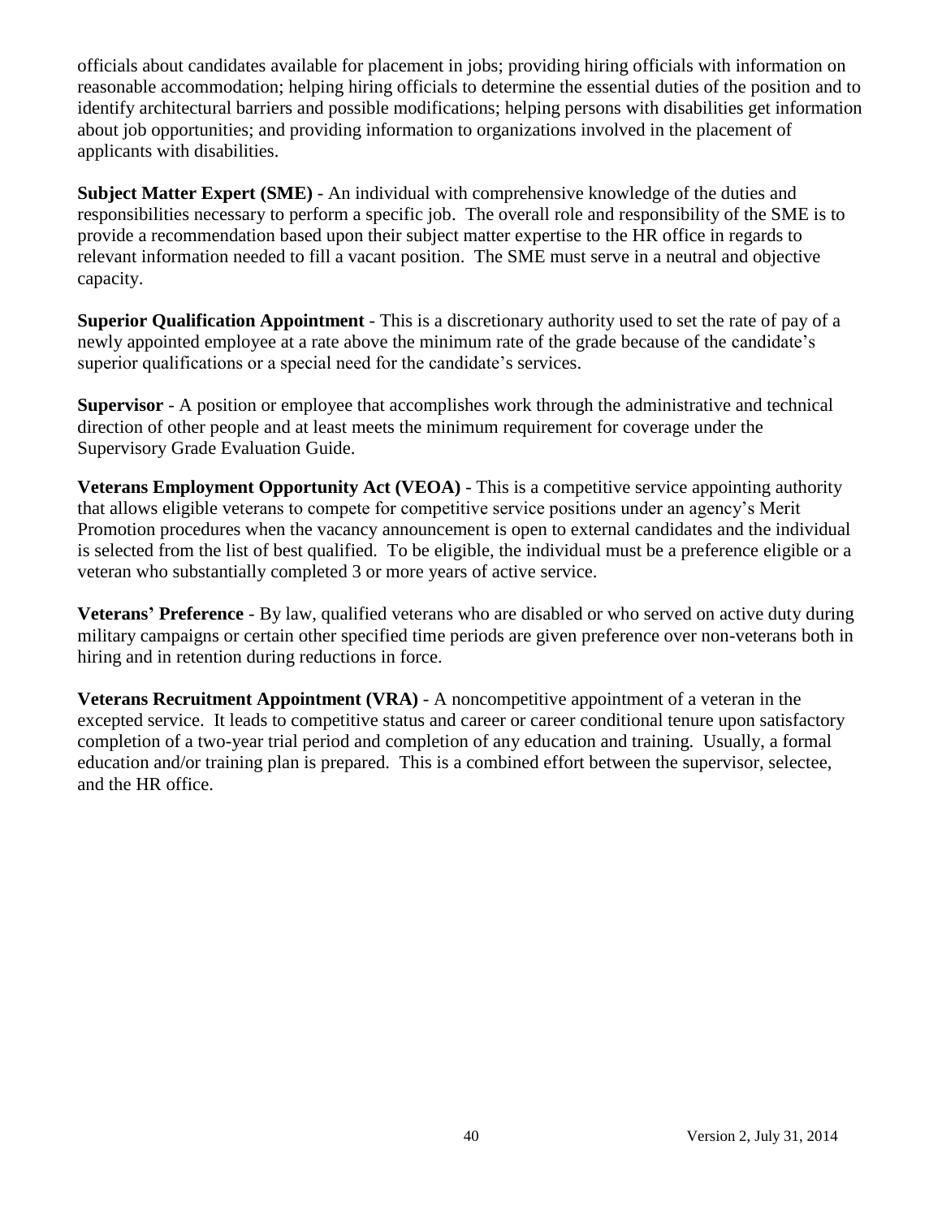officials about candidates available for placement in jobs; providing hiring officials with information on reasonable accommodation; helping hiring officials to determine the essential duties of the position and to identify architectural barriers and possible modifications; helping persons with disabilities get information about job opportunities; and providing information to organizations involved in the placement of applicants with disabilities.

**Subject Matter Expert (SME)** - An individual with comprehensive knowledge of the duties and responsibilities necessary to perform a specific job. The overall role and responsibility of the SME is to provide a recommendation based upon their subject matter expertise to the HR office in regards to relevant information needed to fill a vacant position. The SME must serve in a neutral and objective capacity.

**Superior Qualification Appointment** - This is a discretionary authority used to set the rate of pay of a newly appointed employee at a rate above the minimum rate of the grade because of the candidate's superior qualifications or a special need for the candidate's services.

**Supervisor** - A position or employee that accomplishes work through the administrative and technical direction of other people and at least meets the minimum requirement for coverage under the Supervisory Grade Evaluation Guide.

**Veterans Employment Opportunity Act (VEOA)** - This is a competitive service appointing authority that allows eligible veterans to compete for competitive service positions under an agency's Merit Promotion procedures when the vacancy announcement is open to external candidates and the individual is selected from the list of best qualified. To be eligible, the individual must be a preference eligible or a veteran who substantially completed 3 or more years of active service.

**Veterans' Preference** - By law, qualified veterans who are disabled or who served on active duty during military campaigns or certain other specified time periods are given preference over non-veterans both in hiring and in retention during reductions in force.

**Veterans Recruitment Appointment (VRA)** - A noncompetitive appointment of a veteran in the excepted service. It leads to competitive status and career or career conditional tenure upon satisfactory completion of a two-year trial period and completion of any education and training. Usually, a formal education and/or training plan is prepared. This is a combined effort between the supervisor, selectee, and the HR office.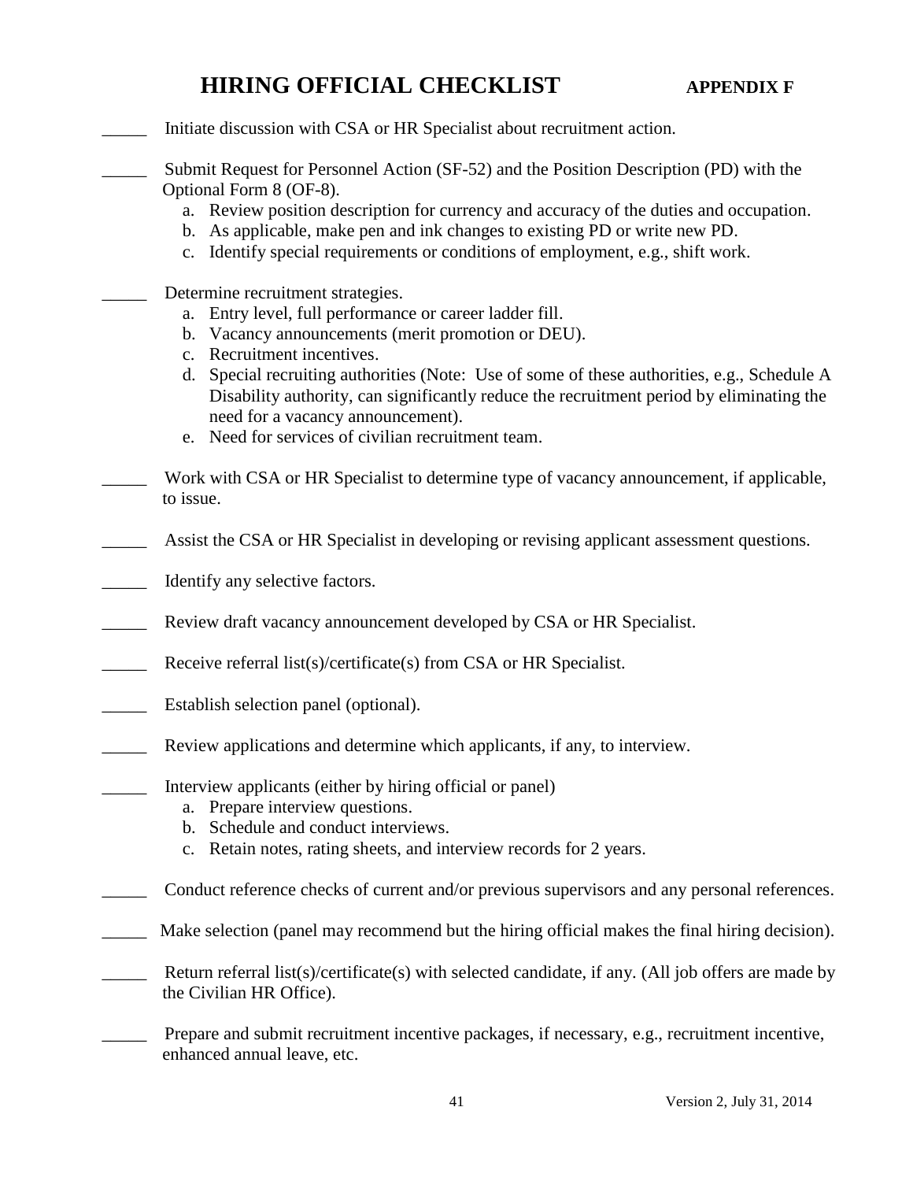# HIRING OFFICIAL CHECKLIST **APPENDIX F**

_____ Initiate discussion with CSA or HR Specialist about recruitment action.

_____ Submit Request for Personnel Action (SF-52) and the Position Description (PD) with the Optional Form 8 (OF-8).

a. Review position description for currency and accuracy of the duties and occupation.
b. As applicable, make pen and ink changes to existing PD or write new PD.
c. Identify special requirements or conditions of employment, e.g., shift work.

_____ Determine recruitment strategies.

a. Entry level, full performance or career ladder fill.
b. Vacancy announcements (merit promotion or DEU).
c. Recruitment incentives.
d. Special recruiting authorities (Note: Use of some of these authorities, e.g., Schedule A Disability authority, can significantly reduce the recruitment period by eliminating the need for a vacancy announcement).
e. Need for services of civilian recruitment team.

_____ Work with CSA or HR Specialist to determine type of vacancy announcement, if applicable, to issue.

_____ Assist the CSA or HR Specialist in developing or revising applicant assessment questions.

_____ Identify any selective factors.

_____ Review draft vacancy announcement developed by CSA or HR Specialist.

_____ Receive referral list(s)/certificate(s) from CSA or HR Specialist.

_____ Establish selection panel (optional).

_____ Review applications and determine which applicants, if any, to interview.

_____ Interview applicants (either by hiring official or panel)

a. Prepare interview questions.
b. Schedule and conduct interviews.
c. Retain notes, rating sheets, and interview records for 2 years.

_____ Conduct reference checks of current and/or previous supervisors and any personal references.

_____ Make selection (panel may recommend but the hiring official makes the final hiring decision).

_____ Return referral list(s)/certificate(s) with selected candidate, if any. (All job offers are made by the Civilian HR Office).

_____ Prepare and submit recruitment incentive packages, if necessary, e.g., recruitment incentive, enhanced annual leave, etc.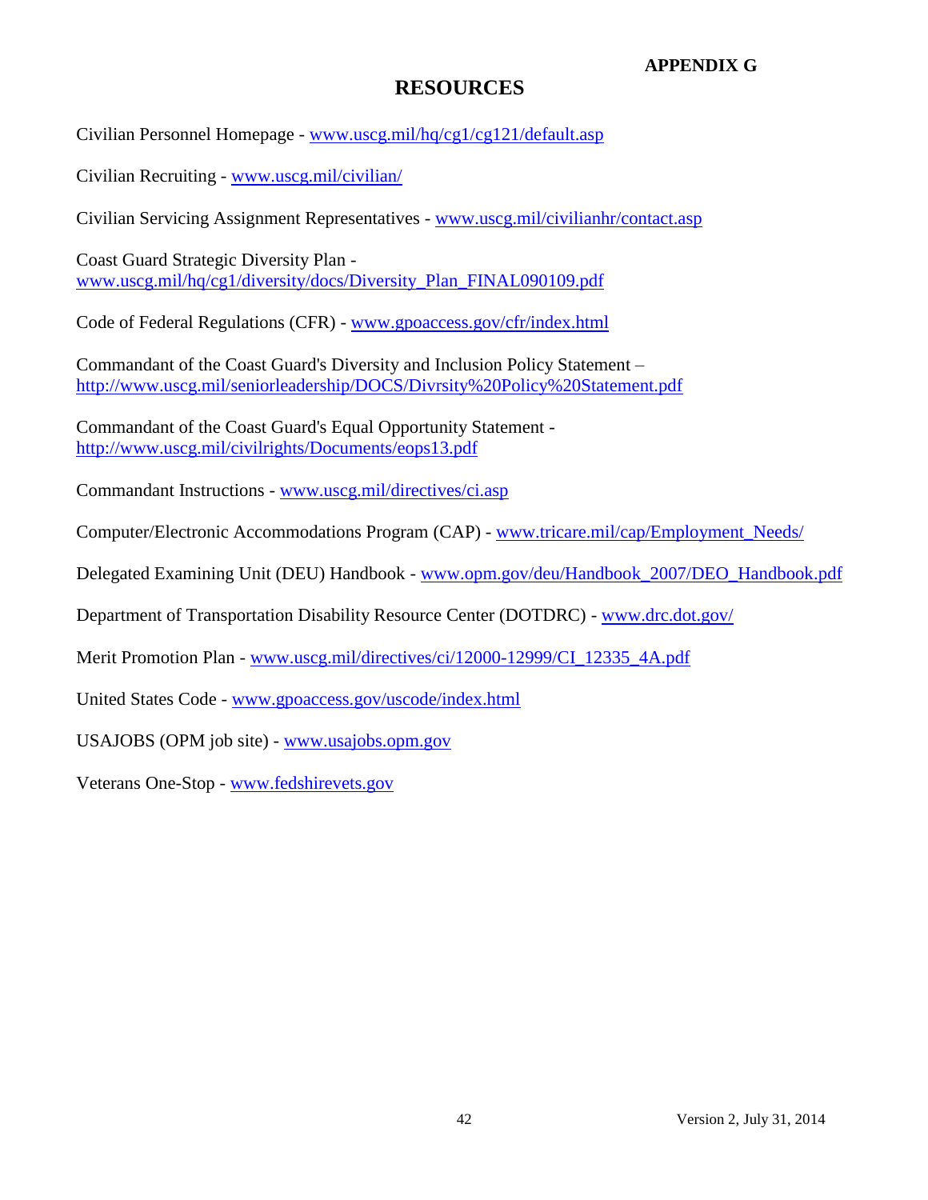**APPENDIX G**

# RESOURCES

Civilian Personnel Homepage - www.uscg.mil/hq/cg1/cg121/default.asp

Civilian Recruiting - www.uscg.mil/civilian/

Civilian Servicing Assignment Representatives - www.uscg.mil/civilianhr/contact.asp

Coast Guard Strategic Diversity Plan - www.uscg.mil/hq/cg1/diversity/docs/Diversity_Plan_FINAL090109.pdf

Code of Federal Regulations (CFR) - www.gpoaccess.gov/cfr/index.html

Commandant of the Coast Guard's Diversity and Inclusion Policy Statement – http://www.uscg.mil/seniorleadership/DOCS/Divrsity%20Policy%20Statement.pdf

Commandant of the Coast Guard's Equal Opportunity Statement - http://www.uscg.mil/civilrights/Documents/eops13.pdf

Commandant Instructions - www.uscg.mil/directives/ci.asp

Computer/Electronic Accommodations Program (CAP) - www.tricare.mil/cap/Employment_Needs/

Delegated Examining Unit (DEU) Handbook - www.opm.gov/deu/Handbook_2007/DEO_Handbook.pdf

Department of Transportation Disability Resource Center (DOTDRC) - www.drc.dot.gov/

Merit Promotion Plan - www.uscg.mil/directives/ci/12000-12999/CI_12335_4A.pdf

United States Code - www.gpoaccess.gov/uscode/index.html

USAJOBS (OPM job site) - www.usajobs.opm.gov

Veterans One-Stop - www.fedshirevets.gov